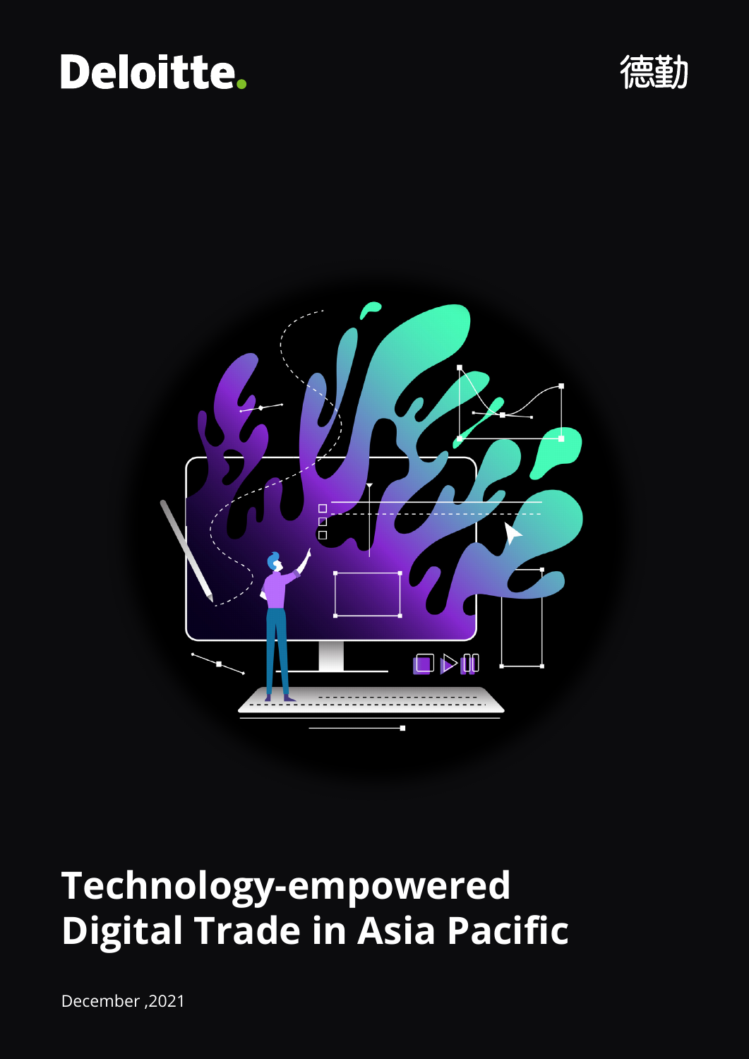Deloitte.

德勤

# Technology-empowered Digital Trade in Asia Pacific

December ,2021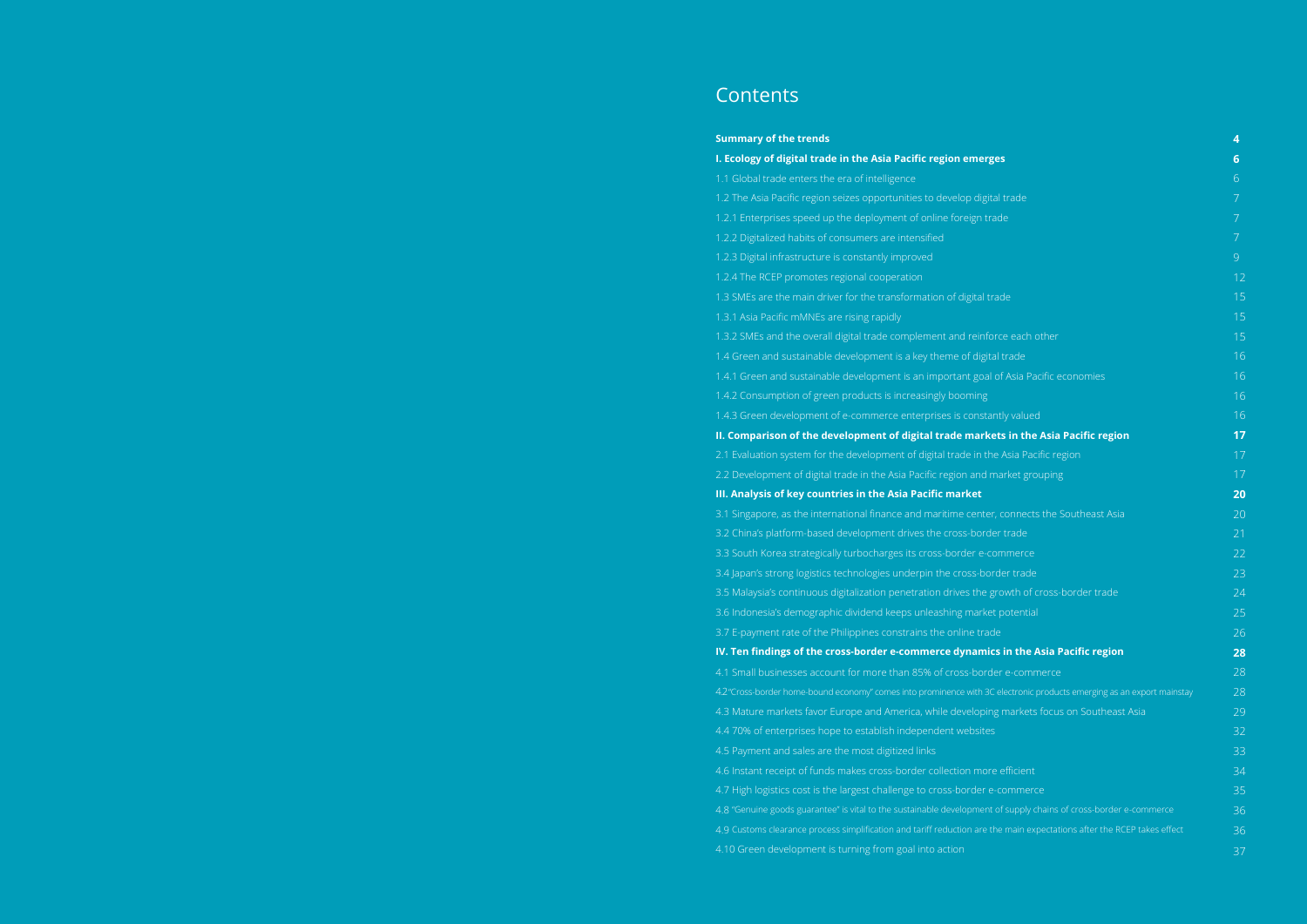# Contents

| | |
|---|---|
| **Summary of the trends** | **4** |
| **I. Ecology of digital trade in the Asia Pacific region emerges** | **6** |
| 1.1 Global trade enters the era of intelligence | 6 |
| 1.2 The Asia Pacific region seizes opportunities to develop digital trade | 7 |
| 1.2.1 Enterprises speed up the deployment of online foreign trade | 7 |
| 1.2.2 Digitalized habits of consumers are intensified | 7 |
| 1.2.3 Digital infrastructure is constantly improved | 9 |
| 1.2.4 The RCEP promotes regional cooperation | 12 |
| 1.3 SMEs are the main driver for the transformation of digital trade | 15 |
| 1.3.1 Asia Pacific mMNEs are rising rapidly | 15 |
| 1.3.2 SMEs and the overall digital trade complement and reinforce each other | 15 |
| 1.4 Green and sustainable development is a key theme of digital trade | 16 |
| 1.4.1 Green and sustainable development is an important goal of Asia Pacific economies | 16 |
| 1.4.2 Consumption of green products is increasingly booming | 16 |
| 1.4.3 Green development of e-commerce enterprises is constantly valued | 16 |
| **II. Comparison of the development of digital trade markets in the Asia Pacific region** | **17** |
| 2.1 Evaluation system for the development of digital trade in the Asia Pacific region | 17 |
| 2.2 Development of digital trade in the Asia Pacific region and market grouping | 17 |
| **III. Analysis of key countries in the Asia Pacific market** | **20** |
| 3.1 Singapore, as the international finance and maritime center, connects the Southeast Asia | 20 |
| 3.2 China's platform-based development drives the cross-border trade | 21 |
| 3.3 South Korea strategically turbocharges its cross-border e-commerce | 22 |
| 3.4 Japan's strong logistics technologies underpin the cross-border trade | 23 |
| 3.5 Malaysia's continuous digitalization penetration drives the growth of cross-border trade | 24 |
| 3.6 Indonesia's demographic dividend keeps unleashing market potential | 25 |
| 3.7 E-payment rate of the Philippines constrains the online trade | 26 |
| **IV. Ten findings of the cross-border e-commerce dynamics in the Asia Pacific region** | **28** |
| 4.1 Small businesses account for more than 85% of cross-border e-commerce | 28 |
| 4.2"Cross-border home-bound economy" comes into prominence with 3C electronic products emerging as an export mainstay | 28 |
| 4.3 Mature markets favor Europe and America, while developing markets focus on Southeast Asia | 29 |
| 4.4 70% of enterprises hope to establish independent websites | 32 |
| 4.5 Payment and sales are the most digitized links | 33 |
| 4.6 Instant receipt of funds makes cross-border collection more efficient | 34 |
| 4.7 High logistics cost is the largest challenge to cross-border e-commerce | 35 |
| 4.8 "Genuine goods guarantee" is vital to the sustainable development of supply chains of cross-border e-commerce | 36 |
| 4.9 Customs clearance process simplification and tariff reduction are the main expectations after the RCEP takes effect | 36 |
| 4.10 Green development is turning from goal into action | 37 |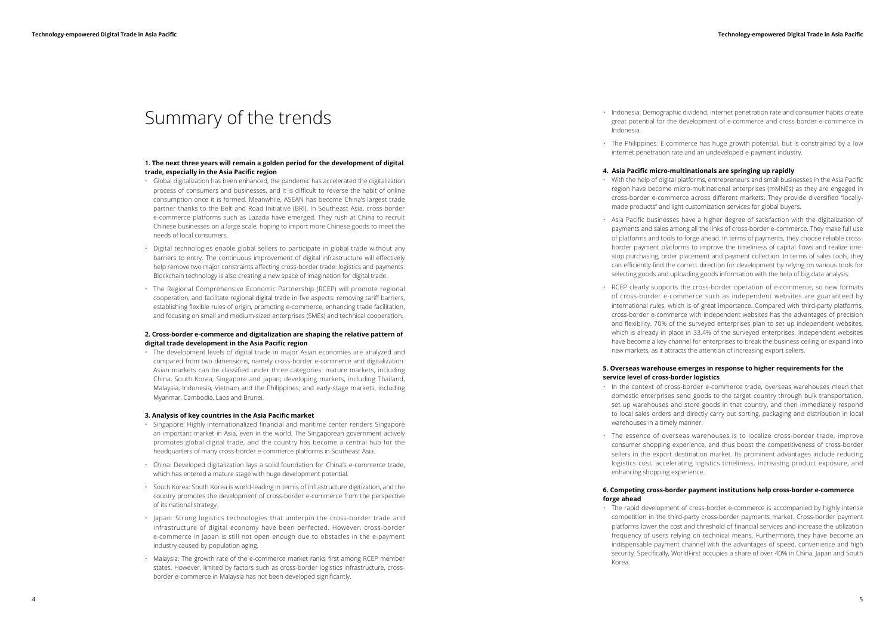# Summary of the trends

**1. The next three years will remain a golden period for the development of digital trade, especially in the Asia Pacific region**

- Global digitalization has been enhanced, the pandemic has accelerated the digitalization process of consumers and businesses, and it is difficult to reverse the habit of online consumption once it is formed. Meanwhile, ASEAN has become China's largest trade partner thanks to the Belt and Road Initiative (BRI). In Southeast Asia, cross-border e-commerce platforms such as Lazada have emerged. They rush at China to recruit Chinese businesses on a large scale, hoping to import more Chinese goods to meet the needs of local consumers.
- Digital technologies enable global sellers to participate in global trade without any barriers to entry. The continuous improvement of digital infrastructure will effectively help remove two major constraints affecting cross-border trade: logistics and payments. Blockchain technology is also creating a new space of imagination for digital trade.
- The Regional Comprehensive Economic Partnership (RCEP) will promote regional cooperation, and facilitate regional digital trade in five aspects: removing tariff barriers, establishing flexible rules of origin, promoting e-commerce, enhancing trade facilitation, and focusing on small and medium-sized enterprises (SMEs) and technical cooperation.

**2. Cross-border e-commerce and digitalization are shaping the relative pattern of digital trade development in the Asia Pacific region**

- The development levels of digital trade in major Asian economies are analyzed and compared from two dimensions, namely cross-border e-commerce and digitalization. Asian markets can be classified under three categories: mature markets, including China, South Korea, Singapore and Japan; developing markets, including Thailand, Malaysia, Indonesia, Vietnam and the Philippines; and early-stage markets, including Myanmar, Cambodia, Laos and Brunei.

**3. Analysis of key countries in the Asia Pacific market**

- Singapore: Highly internationalized financial and maritime center renders Singapore an important market in Asia, even in the world. The Singaporean government actively promotes global digital trade, and the country has become a central hub for the headquarters of many cross-border e-commerce platforms in Southeast Asia.
- China: Developed digitalization lays a solid foundation for China's e-commerce trade, which has entered a mature stage with huge development potential.
- South Korea: South Korea is world-leading in terms of infrastructure digitization, and the country promotes the development of cross-border e-commerce from the perspective of its national strategy.
- Japan: Strong logistics technologies that underpin the cross-border trade and infrastructure of digital economy have been perfected. However, cross-border e-commerce in Japan is still not open enough due to obstacles in the e-payment industry caused by population aging.
- Malaysia: The growth rate of the e-commerce market ranks first among RCEP member states. However, limited by factors such as cross-border logistics infrastructure, cross-border e-commerce in Malaysia has not been developed significantly.
- Indonesia: Demographic dividend, internet penetration rate and consumer habits create great potential for the development of e-commerce and cross-border e-commerce in Indonesia.
- The Philippines: E-commerce has huge growth potential, but is constrained by a low internet penetration rate and an undeveloped e-payment industry.

**4. Asia Pacific micro-multinationals are springing up rapidly**

- With the help of digital platforms, entrepreneurs and small businesses in the Asia Pacific region have become micro-multinational enterprises (mMNEs) as they are engaged in cross-border e-commerce across different markets. They provide diversified "locally-made products" and light customization services for global buyers.
- Asia Pacific businesses have a higher degree of satisfaction with the digitalization of payments and sales among all the links of cross-border e-commerce. They make full use of platforms and tools to forge ahead. In terms of payments, they choose reliable cross-border payment platforms to improve the timeliness of capital flows and realize one-stop purchasing, order placement and payment collection. In terms of sales tools, they can efficiently find the correct direction for development by relying on various tools for selecting goods and uploading goods information with the help of big data analysis.
- RCEP clearly supports the cross-border operation of e-commerce, so new formats of cross-border e-commerce such as independent websites are guaranteed by international rules, which is of great importance. Compared with third-party platforms, cross-border e-commerce with independent websites has the advantages of precision and flexibility. 70% of the surveyed enterprises plan to set up independent websites, which is already in place in 33.4% of the surveyed enterprises. Independent websites have become a key channel for enterprises to break the business ceiling or expand into new markets, as it attracts the attention of increasing export sellers.

**5. Overseas warehouse emerges in response to higher requirements for the service level of cross-border logistics**

- In the context of cross-border e-commerce trade, overseas warehouses mean that domestic enterprises send goods to the target country through bulk transportation, set up warehouses and store goods in that country, and then immediately respond to local sales orders and directly carry out sorting, packaging and distribution in local warehouses in a timely manner.
- The essence of overseas warehouses is to localize cross-border trade, improve consumer shopping experience, and thus boost the competitiveness of cross-border sellers in the export destination market. Its prominent advantages include reducing logistics cost, accelerating logistics timeliness, increasing product exposure, and enhancing shopping experience.

**6. Competing cross-border payment institutions help cross-border e-commerce forge ahead**

- The rapid development of cross-border e-commerce is accompanied by highly intense competition in the third-party cross-border payments market. Cross-border payment platforms lower the cost and threshold of financial services and increase the utilization frequency of users relying on technical means. Furthermore, they have become an indispensable payment channel with the advantages of speed, convenience and high security. Specifically, WorldFirst occupies a share of over 40% in China, Japan and South Korea.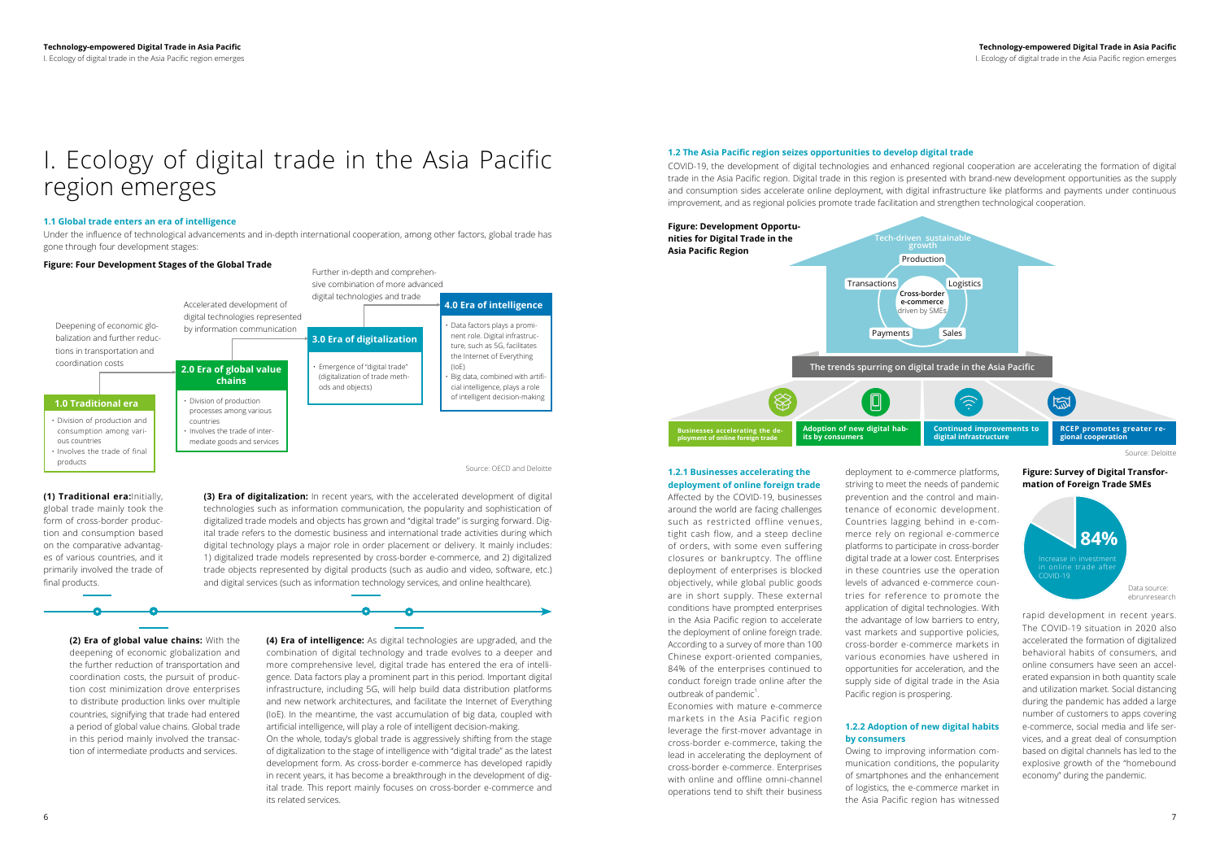# I. Ecology of digital trade in the Asia Pacific region emerges

## 1.1 Global trade enters an era of intelligence

Under the influence of technological advancements and in-depth international cooperation, among other factors, global trade has gone through four development stages:

**Figure: Four Development Stages of the Global Trade**

Deepening of economic globalization and further reductions in transportation and coordination costs

Accelerated development of digital technologies represented by information communication

Further in-depth and comprehensive combination of more advanced digital technologies and trade

**1.0 Traditional era**
- Division of production and consumption among various countries
- Involves the trade of final products

**2.0 Era of global value chains**
- Division of production processes among various countries
- Involves the trade of intermediate goods and services

**3.0 Era of digitalization**
- Emergence of "digital trade" (digitalization of trade methods and objects)

**4.0 Era of intelligence**
- Data factors plays a prominent role. Digital infrastructure, such as 5G, facilitates the Internet of Everything (IoE)
- Big data, combined with artificial intelligence, plays a role of intelligent decision-making

Source: OECD and Deloitte

**(1) Traditional era:** Initially, global trade mainly took the form of cross-border production and consumption based on the comparative advantages of various countries, and it primarily involved the trade of final products.

**(2) Era of global value chains:** With the deepening of economic globalization and the further reduction of transportation and coordination costs, the pursuit of production cost minimization drove enterprises to distribute production links over multiple countries, signifying that trade had entered a period of global value chains. Global trade in this period mainly involved the transaction of intermediate products and services.

**(3) Era of digitalization:** In recent years, with the accelerated development of digital technologies such as information communication, the popularity and sophistication of digitalized trade models and objects has grown and "digital trade" is surging forward. Digital trade refers to the domestic business and international trade activities during which digital technology plays a major role in order placement or delivery. It mainly includes: 1) digitalized trade models represented by cross-border e-commerce, and 2) digitalized trade objects represented by digital products (such as audio and video, software, etc.) and digital services (such as information technology services, and online healthcare).

**(4) Era of intelligence:** As digital technologies are upgraded, and the combination of digital technology and trade evolves to a deeper and more comprehensive level, digital trade has entered the era of intelligence. Data factors play a prominent part in this period. Important digital infrastructure, including 5G, will help build data distribution platforms and new network architectures, and facilitate the Internet of Everything (IoE). In the meantime, the vast accumulation of big data, coupled with artificial intelligence, will play a role of intelligent decision-making.

On the whole, today's global trade is aggressively shifting from the stage of digitalization to the stage of intelligence with "digital trade" as the latest development form. As cross-border e-commerce has developed rapidly in recent years, it has become a breakthrough in the development of digital trade. This report mainly focuses on cross-border e-commerce and its related services.

## 1.2 The Asia Pacific region seizes opportunities to develop digital trade

COVID-19, the development of digital technologies and enhanced regional cooperation are accelerating the formation of digital trade in the Asia Pacific region. Digital trade in this region is presented with brand-new development opportunities as the supply and consumption sides accelerate online deployment, with digital infrastructure like platforms and payments under continuous improvement, and as regional policies promote trade facilitation and strengthen technological cooperation.

**Figure: Development Opportunities for Digital Trade in the Asia Pacific Region**

Tech-driven sustainable growth

Production, Transactions, Logistics, Payments, Sales

Cross-border e-commerce driven by SMEs

The trends spurring on digital trade in the Asia Pacific

- Businesses accelerating the deployment of online foreign trade
- Adoption of new digital habits by consumers
- Continued improvements to digital infrastructure
- RCEP promotes greater regional cooperation

Source: Deloitte

### 1.2.1 Businesses accelerating the deployment of online foreign trade

Affected by the COVID-19, businesses around the world are facing challenges such as restricted offline venues, tight cash flow, and a steep decline of orders, with some even suffering closures or bankruptcy. The offline deployment of enterprises is blocked objectively, while global public goods are in short supply. These external conditions have prompted enterprises in the Asia Pacific region to accelerate the deployment of online foreign trade. According to a survey of more than 100 Chinese export-oriented companies, 84% of the enterprises continued to conduct foreign trade online after the outbreak of pandemic[1].

Economies with mature e-commerce markets in the Asia Pacific region leverage the first-mover advantage in cross-border e-commerce, taking the lead in accelerating the deployment of cross-border e-commerce. Enterprises with online and offline omni-channel operations tend to shift their business deployment to e-commerce platforms, striving to meet the needs of pandemic prevention and the control and maintenance of economic development. Countries lagging behind in e-commerce rely on regional e-commerce platforms to participate in cross-border digital trade at a lower cost. Enterprises in these countries use the operation levels of advanced e-commerce countries for reference to promote the application of digital technologies. With the advantage of low barriers to entry, vast markets and supportive policies, cross-border e-commerce markets in various economies have ushered in opportunities for acceleration, and the supply side of digital trade in the Asia Pacific region is prospering.

**Figure: Survey of Digital Transformation of Foreign Trade SMEs**

84% Increase in investment in online trade after COVID-19

Data source: ebrunresearch

### 1.2.2 Adoption of new digital habits by consumers

Owing to improving information communication conditions, the popularity of smartphones and the enhancement of logistics, the e-commerce market in the Asia Pacific region has witnessed rapid development in recent years. The COVID-19 situation in 2020 also accelerated the formation of digitalized behavioral habits of consumers, and online consumers have seen an accelerated expansion in both quantity scale and utilization market. Social distancing during the pandemic has added a large number of customers to apps covering e-commerce, social media and life services, and a great deal of consumption based on digital channels has led to the explosive growth of the "homebound economy" during the pandemic.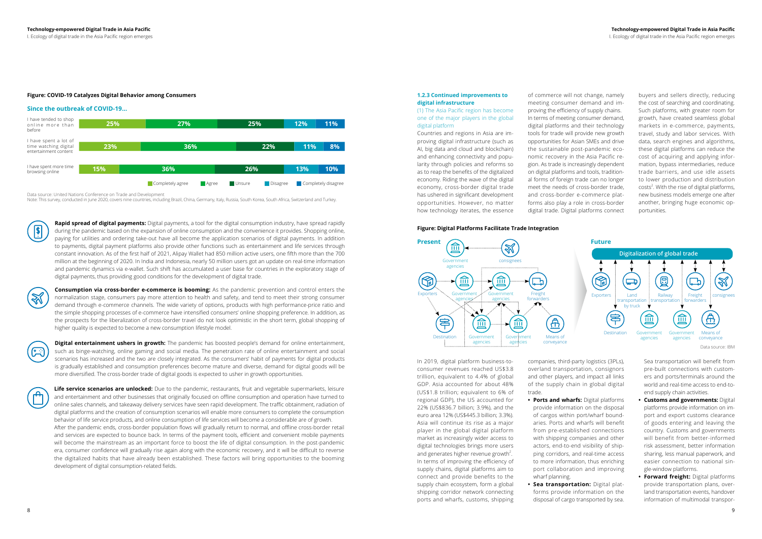**Figure: COVID-19 Catalyzes Digital Behavior among Consumers**

**Since the outbreak of COVID-19...**

| | Completely agree | Agree | Unsure | Disagree | Completely disagree |
|---|---|---|---|---|---|
| I have tended to shop online more than before | 25% | 27% | 25% | 12% | 11% |
| I have spent a lot of time watching digital entertainment content | 23% | 36% | 22% | 11% | 8% |
| I have spent more time browsing online | 15% | 36% | 26% | 13% | 10% |

Data source: United Nations Conference on Trade and Development
Note: This survey, conducted in June 2020, covers nine countries, including Brazil, China, Germany, Italy, Russia, South Korea, South Africa, Switzerland and Turkey.

**Rapid spread of digital payments:** Digital payments, a tool for the digital consumption industry, have spread rapidly during the pandemic based on the expansion of online consumption and the convenience it provides. Shopping online, paying for utilities and ordering take-out have all become the application scenarios of digital payments. In addition to payments, digital payment platforms also provide other functions such as entertainment and life services through constant innovation. As of the first half of 2021, Alipay Wallet had 850 million active users, one fifth more than the 700 million at the beginning of 2020. In India and Indonesia, nearly 50 million users got an update on real-time information and pandemic dynamics via e-wallet. Such shift has accumulated a user base for countries in the exploratory stage of digital payments, thus providing good conditions for the development of digital trade.

**Consumption via cross-border e-commerce is booming:** As the pandemic prevention and control enters the normalization stage, consumers pay more attention to health and safety, and tend to meet their strong consumer demand through e-commerce channels. The wide variety of options, products with high performance-price ratio and the simple shopping processes of e-commerce have intensified consumers' online shopping preference. In addition, as the prospects for the liberalization of cross-border travel do not look optimistic in the short term, global shopping of higher quality is expected to become a new consumption lifestyle model.

**Digital entertainment ushers in growth:** The pandemic has boosted people's demand for online entertainment, such as binge-watching, online gaming and social media. The penetration rate of online entertainment and social scenarios has increased and the two are closely integrated. As the consumers' habit of payments for digital products is gradually established and consumption preferences become mature and diverse, demand for digital goods will be more diversified. The cross-border trade of digital goods is expected to usher in growth opportunities.

**Life service scenarios are unlocked:** Due to the pandemic, restaurants, fruit and vegetable supermarkets, leisure and entertainment and other businesses that originally focused on offline consumption and operation have turned to online sales channels, and takeaway delivery services have seen rapid development. The traffic obtainment, radiation of digital platforms and the creation of consumption scenarios will enable more consumers to complete the consumption behavior of life service products, and online consumption of life services will become a considerable are of growth.
After the pandemic ends, cross-border population flows will gradually return to normal, and offline cross-border retail and services are expected to bounce back. In terms of the payment tools, efficient and convenient mobile payments will become the mainstream as an important force to boost the life of digital consumption. In the post-pandemic era, consumer confidence will gradually rise again along with the economic recovery, and it will be difficult to reverse the digitalized habits that have already been established. These factors will bring opportunities to the booming development of digital consumption-related fields.

### 1.2.3 Continued improvements to digital infrastructure

(1) The Asia Pacific region has become one of the major players in the global digital platform

Countries and regions in Asia are improving digital infrastructure (such as AI, big data and cloud and blockchain) and enhancing connectivity and popularity through policies and reforms so as to reap the benefits of the digitalized economy. Riding the wave of the digital economy, cross-border digital trade has ushered in significant development opportunities. However, no matter how technology iterates, the essence of commerce will not change, namely meeting consumer demand and improving the efficiency of supply chains. In terms of meeting consumer demand, digital platforms and their technology tools for trade will provide new growth opportunities for Asian SMEs and drive the sustainable post-pandemic economic recovery in the Asia Pacific region. As trade is increasingly dependent on digital platforms and tools, traditional forms of foreign trade can no longer meet the needs of cross-border trade, and cross-border e-commerce platforms also play a role in cross-border digital trade. Digital platforms connect buyers and sellers directly, reducing the cost of searching and coordinating. Such platforms, with greater room for growth, have created seamless global markets in e-commerce, payments, travel, study and labor services. With data, search engines and algorithms, these digital platforms can reduce the cost of acquiring and applying information, bypass intermediaries, reduce trade barriers, and use idle assets to lower production and distribution costs[2]. With the rise of digital platforms, new business models emerge one after another, bringing huge economic opportunities.

**Figure: Digital Platforms Facilitate Trade Integration**

**Present**: Government agencies, consignees, Exporters, Government agencies, Government agencies, Freight forwarders, Destination, Government agencies, Government agencies, Means of conveyance

**Future**: Digitalization of global trade — Exporters, Land transportation by truck, Railway transportation, Freight forwarders, consignees, Destination, Government agencies, Government agencies, Means of conveyance

Data source: IBM

In 2019, digital platform business-to-consumer revenues reached US$3.8 trillion, equivalent to 4.4% of global GDP. Asia accounted for about 48% (US$1.8 trillion; equivalent to 6% of regional GDP), the US accounted for 22% (US$836.7 billion; 3.9%), and the euro area 12% (US$445.3 billion; 3.3%). Asia will continue its rise as a major player in the global digital platform market as increasingly wider access to digital technologies brings more users and generates higher revenue growth[2].
In terms of improving the efficiency of supply chains, digital platforms aim to connect and provide benefits to the supply chain ecosystem, form a global shipping corridor network connecting ports and wharfs, customs, shipping companies, third-party logistics (3PLs), overland transportation, consignors and other players, and impact all links of the supply chain in global digital trade.

- **Ports and wharfs:** Digital platforms provide information on the disposal of cargos within port/wharf boundaries. Ports and wharfs will benefit from pre-established connections with shipping companies and other actors, end-to-end visibility of shipping corridors, and real-time access to more information, thus enriching port collaboration and improving wharf planning.
- **Sea transportation:** Digital platforms provide information on the disposal of cargo transported by sea. Sea transportation will benefit from pre-built connections with customers and ports/terminals around the world and real-time access to end-to-end supply chain activities.
- **Customs and governments:** Digital platforms provide information on import and export customs clearance of goods entering and leaving the country. Customs and governments will benefit from better-informed risk assessment, better information sharing, less manual paperwork, and easier connection to national single-window platforms.
- **Forward freight:** Digital platforms provide transportation plans, overland transportation events, handover information of multimodal transpor-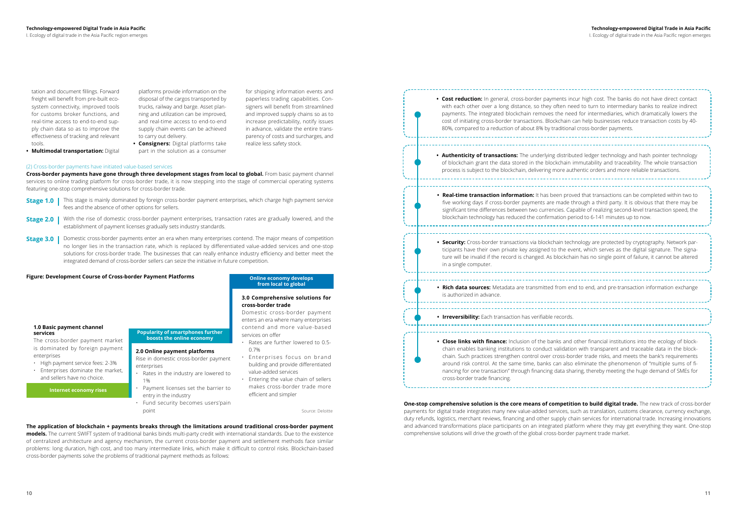tation and document fillings. Forward freight will benefit from pre-built ecosystem connectivity, improved tools for customs broker functions, and real-time access to end-to-end supply chain data so as to improve the effectiveness of tracking and relevant tools.

- **Multimodal transportation:** Digital platforms provide information on the disposal of the cargos transported by trucks, railway and barge. Asset planning and utilization can be improved, and real-time access to end-to-end supply chain events can be achieved to carry out delivery.
- **Consigners:** Digital platforms take part in the solution as a consumer for shipping information events and paperless trading capabilities. Consigners will benefit from streamlined and improved supply chains so as to increase predictability, notify issues in advance, validate the entire transparency of costs and surcharges, and realize less safety stock.

### (2) Cross-border payments have initiated value-based services

**Cross-border payments have gone through three development stages from local to global.** From basic payment channel services to online trading platform for cross-border trade, it is now stepping into the stage of commercial operating systems featuring one-stop comprehensive solutions for cross-border trade.

**Stage 1.0** | This stage is mainly dominated by foreign cross-border payment enterprises, which charge high payment service fees and the absence of other options for sellers.

**Stage 2.0** | With the rise of domestic cross-border payment enterprises, transaction rates are gradually lowered, and the establishment of payment licenses gradually sets industry standards.

**Stage 3.0** | Domestic cross-border payments enter an era when many enterprises contend. The major means of competition no longer lies in the transaction rate, which is replaced by differentiated value-added services and one-stop solutions for cross-border trade. The businesses that can really enhance industry efficiency and better meet the integrated demand of cross-border sellers can seize the initiative in future competition.

**Figure: Development Course of Cross-border Payment Platforms**

**1.0 Basic payment channel services**

The cross-border payment market is dominated by foreign payment enterprises

- High payment service fees: 2-3%
- Enterprises dominate the market, and sellers have no choice.

**Internet economy rises**

**Popularity of smartphones further boosts the online economy**

**2.0 Online payment platforms**

Rise in domestic cross-border payment enterprises

- Rates in the industry are lowered to 1%
- Payment licenses set the barrier to entry in the industry
- Fund security becomes users'pain point

**Online economy develops from local to global**

**3.0 Comprehensive solutions for cross-border trade**

Domestic cross-border payment enters an era where many enterprises contend and more value-based services on offer

- Rates are further lowered to 0.5-0.7%
- Enterprises focus on brand building and provide differentiated value-added services
- Entering the value chain of sellers makes cross-border trade more efficient and simpler

Source: Deloitte

**The application of blockchain + payments breaks through the limitations around traditional cross-border payment models.** The current SWIFT system of traditional banks binds multi-party credit with international standards. Due to the existence of centralized architecture and agency mechanism, the current cross-border payment and settlement methods face similar problems: long duration, high cost, and too many intermediate links, which make it difficult to control risks. Blockchain-based cross-border payments solve the problems of traditional payment methods as follows:

- **Cost reduction:** In general, cross-border payments incur high cost. The banks do not have direct contact with each other over a long distance, so they often need to turn to intermediary banks to realize indirect payments. The integrated blockchain removes the need for intermediaries, which dramatically lowers the cost of initiating cross-border transactions. Blockchain can help businesses reduce transaction costs by 40-80%, compared to a reduction of about 8% by traditional cross-border payments.
- **Authenticity of transactions:** The underlying distributed ledger technology and hash pointer technology of blockchain grant the data stored in the blockchain immutability and traceability. The whole transaction process is subject to the blockchain, delivering more authentic orders and more reliable transactions.
- **Real-time transaction information:** It has been proved that transactions can be completed within two to five working days if cross-border payments are made through a third party. It is obvious that there may be significant time differences between two currencies. Capable of realizing second-level transaction speed, the blockchain technology has reduced the confirmation period to 6-141 minutes up to now.
- **Security:** Cross-border transactions via blockchain technology are protected by cryptography. Network participants have their own private key assigned to the event, which serves as the digital signature. The signature will be invalid if the record is changed. As blockchain has no single point of failure, it cannot be altered in a single computer.
- **Rich data sources:** Metadata are transmitted from end to end, and pre-transaction information exchange is authorized in advance.
- **Irreversibility:** Each transaction has verifiable records.
- **Close links with finance:** Inclusion of the banks and other financial institutions into the ecology of blockchain enables banking institutions to conduct validation with transparent and traceable data in the blockchain. Such practices strengthen control over cross-border trade risks, and meets the bank's requirements around risk control. At the same time, banks can also eliminate the phenomenon of "multiple sums of financing for one transaction" through financing data sharing, thereby meeting the huge demand of SMEs for cross-border trade financing.

**One-stop comprehensive solution is the core means of competition to build digital trade.** The new track of cross-border payments for digital trade integrates many new value-added services, such as translation, customs clearance, currency exchange, duty refunds, logistics, merchant reviews, financing and other supply chain services for international trade. Increasing innovations and advanced transformations place participants on an integrated platform where they may get everything they want. One-stop comprehensive solutions will drive the growth of the global cross-border payment trade market.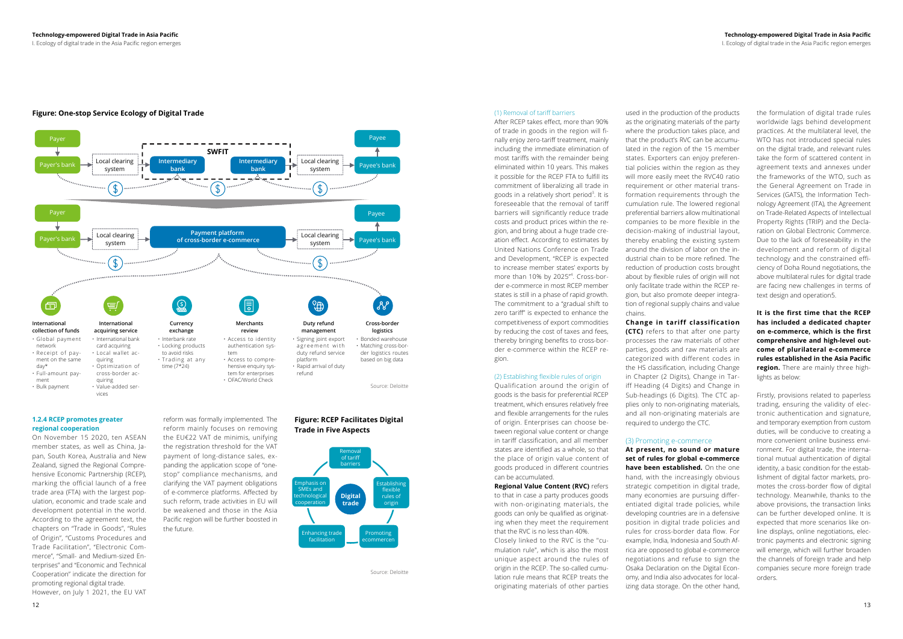## Figure: One-stop Service Ecology of Digital Trade

Payer → Payer's bank → Local clearing system → SWFIT: Intermediary bank → Intermediary bank → Local clearing system → Payee's bank → Payee

Payer → Payer's bank → Local clearing system → Payment platform of cross-border e-commerce → Local clearing system → Payee's bank → Payee

**International collection of funds**
- Global payment network
- Receipt of payment on the same day*
- Full-amount payment
- Bulk payment

**International acquiring service**
- International bank card acquiring
- Local wallet acquiring
- Optimization of cross-border acquiring
- Value-added services

**Currency exchange**
- Interbank rate
- Locking products to avoid risks
- Trading at any time (7*24)

**Merchants review**
- Access to identity authentication system
- Access to comprehensive enquiry system for enterprises
- OFAC/World Check

**Duty refund management**
- Signing joint export agreement with duty refund service platform
- Rapid arrival of duty refund

**Cross-border logistics**
- Bonded warehouse
- Matching cross-border logistics routes based on big data

Source: Deloitte

### 1.2.4 RCEP promotes greater regional cooperation

On November 15 2020, ten ASEAN member states, as well as China, Japan, South Korea, Australia and New Zealand, signed the Regional Comprehensive Economic Partnership (RCEP), marking the official launch of a free trade area (FTA) with the largest population, economic and trade scale and development potential in the world. According to the agreement text, the chapters on "Trade in Goods", "Rules of Origin", "Customs Procedures and Trade Facilitation", "Electronic Commerce", "Small- and Medium-sized Enterprises" and "Economic and Technical Cooperation" indicate the direction for promoting regional digital trade.

However, on July 1 2021, the EU VAT reform was formally implemented. The reform mainly focuses on removing the EU€22 VAT de minimis, unifying the registration threshold for the VAT payment of long-distance sales, expanding the application scope of "one-stop" compliance mechanisms, and clarifying the VAT payment obligations of e-commerce platforms. Affected by such reform, trade activities in EU will be weakened and those in the Asia Pacific region will be further boosted in the future.

## Figure: RCEP Facilitates Digital Trade in Five Aspects

Digital trade: Removal of tariff barriers; Establishing flexible rules of origin; Promoting ecommercen; Enhancing trade facilitation; Emphasis on SMEs and technological cooperation

Source: Deloitte

(1) Removal of tariff barriers

After RCEP takes effect, more than 90% of trade in goods in the region will finally enjoy zero-tariff treatment, mainly including the immediate elimination of most tariffs with the remainder being eliminated within 10 years. This makes it possible for the RCEP FTA to fulfill its commitment of liberalizing all trade in goods in a relatively short period[3]. It is foreseeable that the removal of tariff barriers will significantly reduce trade costs and product prices within the region, and bring about a huge trade creation effect. According to estimates by United Nations Conference on Trade and Development, "RCEP is expected to increase member states' exports by more than 10% by 2025"[4]. Cross-border e-commerce in most RCEP member states is still in a phase of rapid growth. The commitment to a "gradual shift to zero tariff" is expected to enhance the competitiveness of export commodities by reducing the cost of taxes and fees, thereby bringing benefits to cross-border e-commerce within the RCEP region.

(2) Establishing flexible rules of origin

Qualification around the origin of goods is the basis for preferential RCEP treatment, which ensures relatively free and flexible arrangements for the rules of origin. Enterprises can choose between regional value content or change in tariff classification, and all member states are identified as a whole, so that the place of origin value content of goods produced in different countries can be accumulated.

**Regional Value Content (RVC)** refers to that in case a party produces goods with non-originating materials, the goods can only be qualified as originating when they meet the requirement that the RVC is no less than 40%.

Closely linked to the RVC is the "cumulation rule", which is also the most unique aspect around the rules of origin in the RCEP. The so-called cumulation rule means that RCEP treats the originating materials of other parties used in the production of the products as the originating materials of the party where the production takes place, and that the product's RVC can be accumulated in the region of the 15 member states. Exporters can enjoy preferential policies within the region as they will more easily meet the RVC40 ratio requirement or other material transformation requirements through the cumulation rule. The lowered regional preferential barriers allow multinational companies to be more flexible in the decision-making of industrial layout, thereby enabling the existing system around the division of labor on the industrial chain to be more refined. The reduction of production costs brought about by flexible rules of origin will not only facilitate trade within the RCEP region, but also promote deeper integration of regional supply chains and value chains.

**Change in tariff classification (CTC)** refers to that after one party processes the raw materials of other parties, the goods and raw materials are categorized with different codes in the HS classification, including Change in Chapter (2 Digits), Change in Tariff Heading (4 Digits) and Change in Sub-headings (6 Digits). The CTC applies only to non-originating materials, and all non-originating materials are required to undergo the CTC.

(3) Promoting e-commerce

**At present, no sound or mature set of rules for global e-commerce have been established.** On the one hand, with the increasingly obvious strategic competition in digital trade, many economies are pursuing differentiated digital trade policies, while developing countries are in a defensive position in digital trade policies and rules for cross-border data flow. For example, India, Indonesia and South Africa are opposed to global e-commerce negotiations and refuse to sign the Osaka Declaration on the Digital Economy, and India also advocates for localizing data storage. On the other hand, the formulation of digital trade rules worldwide lags behind development practices. At the multilateral level, the WTO has not introduced special rules on the digital trade, and relevant rules take the form of scattered content in agreement texts and annexes under the frameworks of the WTO, such as the General Agreement on Trade in Services (GATS), the Information Technology Agreement (ITA), the Agreement on Trade-Related Aspects of Intellectual Property Rights (TRIP) and the Declaration on Global Electronic Commerce. Due to the lack of foreseeability in the development and reform of digital technology and the constrained efficiency of Doha Round negotiations, the above multilateral rules for digital trade are facing new challenges in terms of text design and operation5.

**It is the first time that the RCEP has included a dedicated chapter on e-commerce, which is the first comprehensive and high-level outcome of plurilateral e-commerce rules established in the Asia Pacific region.** There are mainly three highlights as below:

Firstly, provisions related to paperless trading, ensuring the validity of electronic authentication and signature, and temporary exemption from custom duties, will be conducive to creating a more convenient online business environment. For digital trade, the international mutual authentication of digital identity, a basic condition for the establishment of digital factor markets, promotes the cross-border flow of digital technology. Meanwhile, thanks to the above provisions, the transaction links can be further developed online. It is expected that more scenarios like online displays, online negotiations, electronic payments and electronic signing will emerge, which will further broaden the channels of foreign trade and help companies secure more foreign trade orders.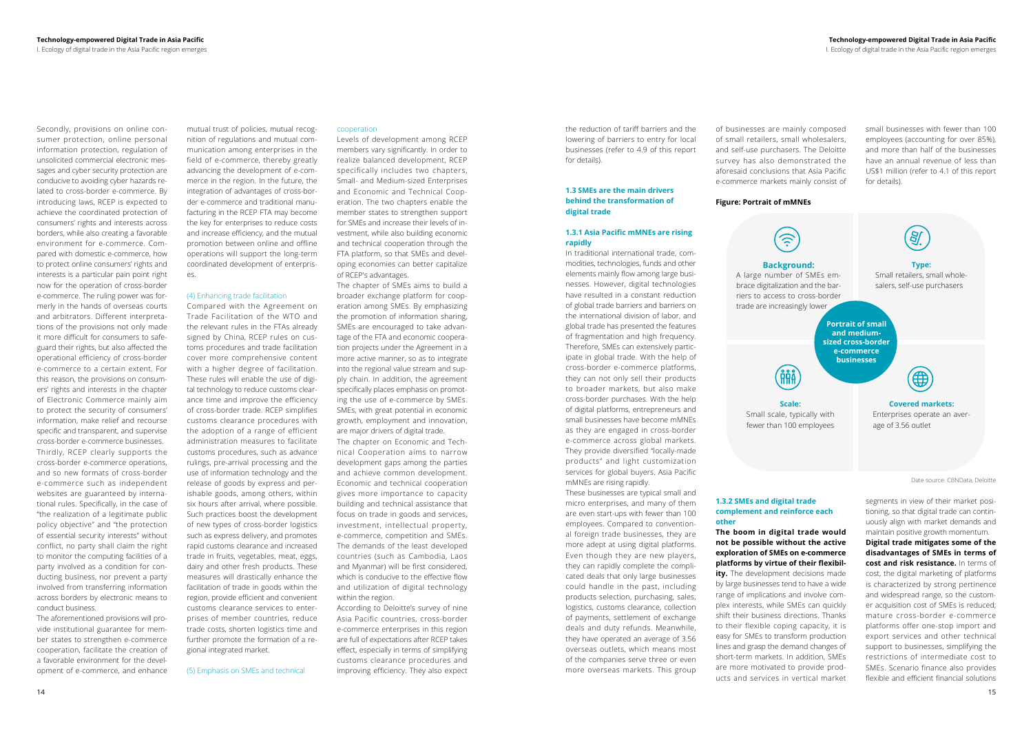Secondly, provisions on online consumer protection, online personal information protection, regulation of unsolicited commercial electronic messages and cyber security protection are conducive to avoiding cyber hazards related to cross-border e-commerce. By introducing laws, RCEP is expected to achieve the coordinated protection of consumers' rights and interests across borders, while also creating a favorable environment for e-commerce. Compared with domestic e-commerce, how to protect online consumers' rights and interests is a particular pain point right now for the operation of cross-border e-commerce. The ruling power was formerly in the hands of overseas courts and arbitrators. Different interpretations of the provisions not only made it more difficult for consumers to safeguard their rights, but also affected the operational efficiency of cross-border e-commerce to a certain extent. For this reason, the provisions on consumers' rights and interests in the chapter of Electronic Commerce mainly aim to protect the security of consumers' information, make relief and recourse specific and transparent, and supervise cross-border e-commerce businesses.

Thirdly, RCEP clearly supports the cross-border e-commerce operations, and so new formats of cross-border e-commerce such as independent websites are guaranteed by international rules. Specifically, in the case of "the realization of a legitimate public policy objective" and "the protection of essential security interests" without conflict, no party shall claim the right to monitor the computing facilities of a party involved as a condition for conducting business, nor prevent a party involved from transferring information across borders by electronic means to conduct business.

The aforementioned provisions will provide institutional guarantee for member states to strengthen e-commerce cooperation, facilitate the creation of a favorable environment for the development of e-commerce, and enhance mutual trust of policies, mutual recognition of regulations and mutual communication among enterprises in the field of e-commerce, thereby greatly advancing the development of e-commerce in the region. In the future, the integration of advantages of cross-border e-commerce and traditional manufacturing in the RCEP FTA may become the key for enterprises to reduce costs and increase efficiency, and the mutual promotion between online and offline operations will support the long-term coordinated development of enterprises.

(4) Enhancing trade facilitation

Compared with the Agreement on Trade Facilitation of the WTO and the relevant rules in the FTAs already signed by China, RCEP rules on customs procedures and trade facilitation cover more comprehensive content with a higher degree of facilitation. These rules will enable the use of digital technology to reduce customs clearance time and improve the efficiency of cross-border trade. RCEP simplifies customs clearance procedures with the adoption of a range of efficient administration measures to facilitate customs procedures, such as advance rulings, pre-arrival processing and the use of information technology and the release of goods by express and perishable goods, among others, within six hours after arrival, where possible. Such practices boost the development of new types of cross-border logistics such as express delivery, and promotes rapid customs clearance and increased trade in fruits, vegetables, meat, eggs, dairy and other fresh products. These measures will drastically enhance the facilitation of trade in goods within the region, provide efficient and convenient customs clearance services to enterprises of member countries, reduce trade costs, shorten logistics time and further promote the formation of a regional integrated market.

(5) Emphasis on SMEs and technical cooperation

Levels of development among RCEP members vary significantly. In order to realize balanced development, RCEP specifically includes two chapters, Small- and Medium-sized Enterprises and Economic and Technical Cooperation. The two chapters enable the member states to strengthen support for SMEs and increase their levels of investment, while also building economic and technical cooperation through the FTA platform, so that SMEs and developing economies can better capitalize of RCEP's advantages.

The chapter of SMEs aims to build a broader exchange platform for cooperation among SMEs. By emphasizing the promotion of information sharing, SMEs are encouraged to take advantage of the FTA and economic cooperation projects under the Agreement in a more active manner, so as to integrate into the regional value stream and supply chain. In addition, the agreement specifically places emphasis on promoting the use of e-commerce by SMEs. SMEs, with great potential in economic growth, employment and innovation, are major drivers of digital trade.

The chapter on Economic and Technical Cooperation aims to narrow development gaps among the parties and achieve common development. Economic and technical cooperation gives more importance to capacity building and technical assistance that focus on trade in goods and services, investment, intellectual property, e-commerce, competition and SMEs. The demands of the least developed countries (such as Cambodia, Laos and Myanmar) will be first considered, which is conducive to the effective flow and utilization of digital technology within the region.

According to Deloitte's survey of nine Asia Pacific countries, cross-border e-commerce enterprises in this region are full of expectations after RCEP takes effect, especially in terms of simplifying customs clearance procedures and improving efficiency. They also expect the reduction of tariff barriers and the lowering of barriers to entry for local businesses (refer to 4.9 of this report for details).

### 1.3 SMEs are the main drivers behind the transformation of digital trade

#### 1.3.1 Asia Pacific mMNEs are rising rapidly

In traditional international trade, commodities, technologies, funds and other elements mainly flow among large businesses. However, digital technologies have resulted in a constant reduction of global trade barriers and barriers on the international division of labor, and global trade has presented the features of fragmentation and high frequency. Therefore, SMEs can extensively participate in global trade. With the help of cross-border e-commerce platforms, they can not only sell their products to broader markets, but also make cross-border purchases. With the help of digital platforms, entrepreneurs and small businesses have become mMNEs as they are engaged in cross-border e-commerce across global markets. They provide diversified "locally-made products" and light customization services for global buyers. Asia Pacific mMNEs are rising rapidly.

These businesses are typical small and micro enterprises, and many of them are even start-ups with fewer than 100 employees. Compared to conventional foreign trade businesses, they are more adept at using digital platforms. Even though they are new players, they can rapidly complete the complicated deals that only large businesses could handle in the past, including products selection, purchasing, sales, logistics, customs clearance, collection of payments, settlement of exchange deals and duty refunds. Meanwhile, they have operated an average of 3.56 overseas outlets, which means most of the companies serve three or even more overseas markets. This group of businesses are mainly composed of small retailers, small wholesalers, and self-use purchasers. The Deloitte survey has also demonstrated the aforesaid conclusions that Asia Pacific e-commerce markets mainly consist of small businesses with fewer than 100 employees (accounting for over 85%), and more than half of the businesses have an annual revenue of less than US$1 million (refer to 4.1 of this report for details).

**Figure: Portrait of mMNEs**

**Portrait of small and medium-sized cross-border e-commerce businesses**

**Background:** A large number of SMEs embrace digitalization and the barriers to access to cross-border trade are increasingly lower

**Type:** Small retailers, small wholesalers, self-use purchasers

**Scale:** Small scale, typically with fewer than 100 employees

**Covered markets:** Enterprises operate an average of 3.56 outlet

Date source: CBNData, Deloitte

#### 1.3.2 SMEs and digital trade complement and reinforce each other

**The boom in digital trade would not be possible without the active exploration of SMEs on e-commerce platforms by virtue of their flexibility.** The development decisions made by large businesses tend to have a wide range of implications and involve complex interests, while SMEs can quickly shift their business directions. Thanks to their flexible coping capacity, it is easy for SMEs to transform production lines and grasp the demand changes of short-term markets. In addition, SMEs are more motivated to provide products and services in vertical market segments in view of their market positioning, so that digital trade can continuously align with market demands and maintain positive growth momentum.

**Digital trade mitigates some of the disadvantages of SMEs in terms of cost and risk resistance.** In terms of cost, the digital marketing of platforms is characterized by strong pertinence and widespread range, so the customer acquisition cost of SMEs is reduced; mature cross-border e-commerce platforms offer one-stop import and export services and other technical support to businesses, simplifying the restrictions of intermediate cost to SMEs. Scenario finance also provides flexible and efficient financial solutions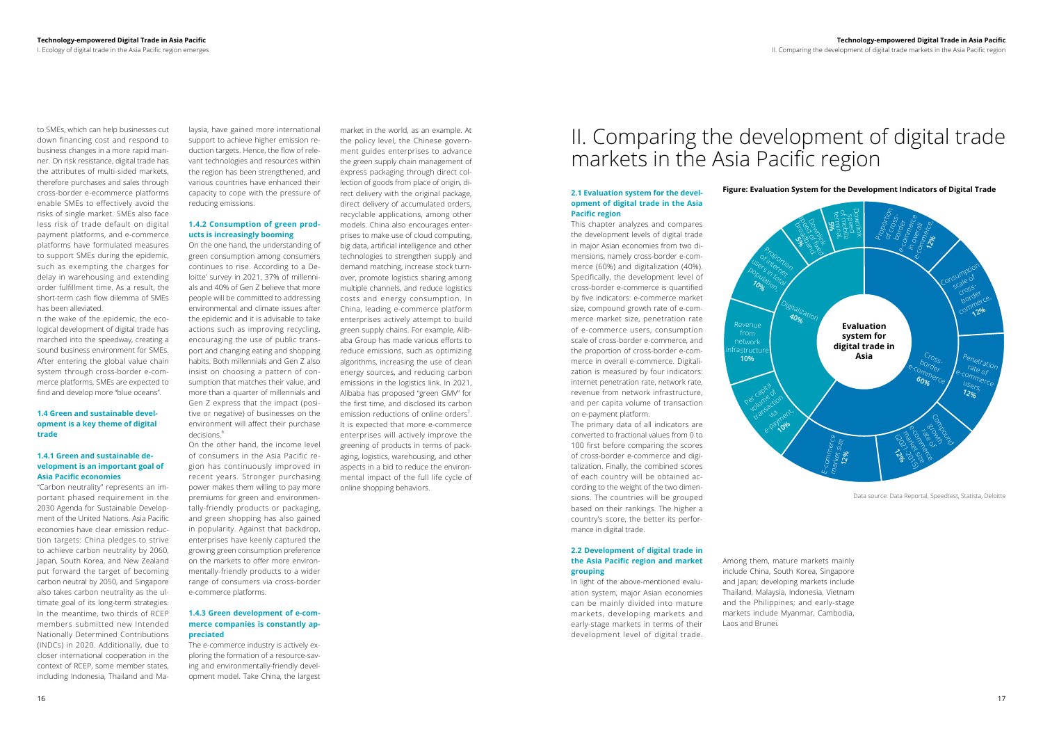to SMEs, which can help businesses cut down financing cost and respond to business changes in a more rapid manner. On risk resistance, digital trade has the attributes of multi-sided markets, therefore purchases and sales through cross-border e-ecommerce platforms enable SMEs to effectively avoid the risks of single market. SMEs also face less risk of trade default on digital payment platforms, and e-commerce platforms have formulated measures to support SMEs during the epidemic, such as exempting the charges for delay in warehousing and extending order fulfillment time. As a result, the short-term cash flow dilemma of SMEs has been alleviated.

n the wake of the epidemic, the ecological development of digital trade has marched into the speedway, creating a sound business environment for SMEs. After entering the global value chain system through cross-border e-commerce platforms, SMEs are expected to find and develop more "blue oceans".

### 1.4 Green and sustainable development is a key theme of digital trade

#### 1.4.1 Green and sustainable development is an important goal of Asia Pacific economies

"Carbon neutrality" represents an important phased requirement in the 2030 Agenda for Sustainable Development of the United Nations. Asia Pacific economies have clear emission reduction targets: China pledges to strive to achieve carbon neutrality by 2060, Japan, South Korea, and New Zealand put forward the target of becoming carbon neutral by 2050, and Singapore also takes carbon neutrality as the ultimate goal of its long-term strategies. In the meantime, two thirds of RCEP members submitted new Intended Nationally Determined Contributions (INDCs) in 2020. Additionally, due to closer international cooperation in the context of RCEP, some member states, including Indonesia, Thailand and Malaysia, have gained more international support to achieve higher emission reduction targets. Hence, the flow of relevant technologies and resources within the region has been strengthened, and various countries have enhanced their capacity to cope with the pressure of reducing emissions.

#### 1.4.2 Consumption of green products is increasingly booming

On the one hand, the understanding of green consumption among consumers continues to rise. According to a Deloitte' survey in 2021, 37% of millennials and 40% of Gen Z believe that more people will be committed to addressing environmental and climate issues after the epidemic and it is advisable to take actions such as improving recycling, encouraging the use of public transport and changing eating and shopping habits. Both millennials and Gen Z also insist on choosing a pattern of consumption that matches their value, and more than a quarter of millennials and Gen Z express that the impact (positive or negative) of businesses on the environment will affect their purchase decisions.[6]

On the other hand, the income level of consumers in the Asia Pacific region has continuously improved in recent years. Stronger purchasing power makes them willing to pay more premiums for green and environmentally-friendly products or packaging, and green shopping has also gained in popularity. Against that backdrop, enterprises have keenly captured the growing green consumption preference on the markets to offer more environmentally-friendly products to a wider range of consumers via cross-border e-commerce platforms.

#### 1.4.3 Green development of e-commerce companies is constantly appreciated

The e-commerce industry is actively exploring the formation of a resource-saving and environmentally-friendly development model. Take China, the largest market in the world, as an example. At the policy level, the Chinese government guides enterprises to advance the green supply chain management of express packaging through direct collection of goods from place of origin, direct delivery with the original package, direct delivery of accumulated orders, recyclable applications, among other models. China also encourages enterprises to make use of cloud computing, big data, artificial intelligence and other technologies to strengthen supply and demand matching, increase stock turnover, promote logistics sharing among multiple channels, and reduce logistics costs and energy consumption. In China, leading e-commerce platform enterprises actively attempt to build green supply chains. For example, Alibaba Group has made various efforts to reduce emissions, such as optimizing algorithms, increasing the use of clean energy sources, and reducing carbon emissions in the logistics link. In 2021, Alibaba has proposed "green GMV" for the first time, and disclosed its carbon emission reductions of online orders[7]. It is expected that more e-commerce enterprises will actively improve the greening of products in terms of packaging, logistics, warehousing, and other aspects in a bid to reduce the environmental impact of the full life cycle of online shopping behaviors.

# II. Comparing the development of digital trade markets in the Asia Pacific region

### 2.1 Evaluation system for the development of digital trade in the Asia Pacific region

This chapter analyzes and compares the development levels of digital trade in major Asian economies from two dimensions, namely cross-border e-commerce (60%) and digitalization (40%). Specifically, the development level of cross-border e-commerce is quantified by five indicators: e-commerce market size, compound growth rate of e-commerce market size, penetration rate of e-commerce users, consumption scale of cross-border e-commerce, and the proportion of cross-border e-commerce in overall e-commerce. Digitalization is measured by four indicators: internet penetration rate, network rate, revenue from network infrastructure, and per capita volume of transaction on e-payment platform.

The primary data of all indicators are converted to fractional values from 0 to 100 first before comparing the scores of cross-border e-commerce and digitalization. Finally, the combined scores of each country will be obtained according to the weight of the two dimensions. The countries will be grouped based on their rankings. The higher a country's score, the better its performance in digital trade.

**Figure: Evaluation System for the Development Indicators of Digital Trade**

| Dimension | Indicator | Weight |
| --- | --- | --- |
| Cross-border e-commerce 60% | Proportion of cross-border e-commerce in overall e-commerce | 12% |
| | Consumption scale of cross-border commerce | 12% |
| | Penetration rate of e-commerce users | 12% |
| | Compound growth rate of e-commerce market size (2021-2025) | 12% |
| | E-commerce market size | 12% |
| Digitalization 40% | Per capita volume of transaction via e-payment | 10% |
| | Revenue from network infrastructure | 10% |
| | Proportion of internet users in total population | 10% |
| | Downlink speed of fixed broadband | 5% |
| | Downlink speed of mobile terminal | 5% |

Data source: Data Reportal, Speedtest, Statista, Deloitte

### 2.2 Development of digital trade in the Asia Pacific region and market grouping

In light of the above-mentioned evaluation system, major Asian economies can be mainly divided into mature markets, developing markets and early-stage markets in terms of their development level of digital trade.

Among them, mature markets mainly include China, South Korea, Singapore and Japan; developing markets include Thailand, Malaysia, Indonesia, Vietnam and the Philippines; and early-stage markets include Myanmar, Cambodia, Laos and Brunei.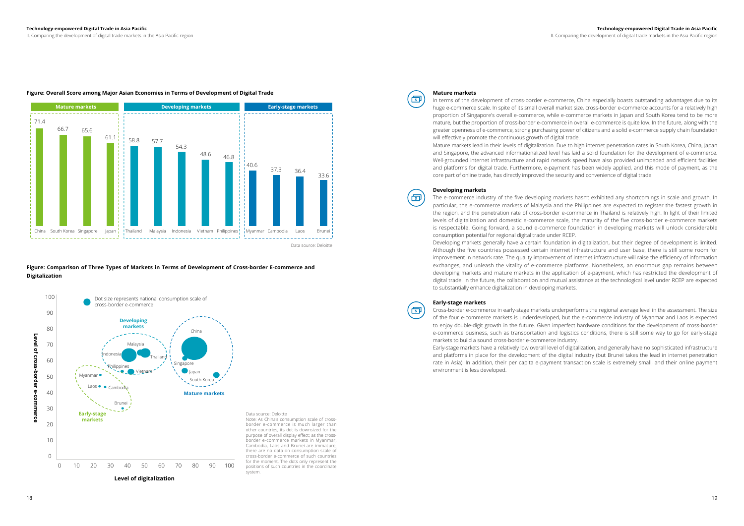**Figure: Overall Score among Major Asian Economies in Terms of Development of Digital Trade**

| Market type | Economy | Score |
|---|---|---|
| Mature markets | China | 71.4 |
| Mature markets | South Korea | 66.7 |
| Mature markets | Singapore | 65.6 |
| Mature markets | Japan | 61.1 |
| Developing markets | Thailand | 58.8 |
| Developing markets | Malaysia | 57.7 |
| Developing markets | Indonesia | 54.3 |
| Developing markets | Vietnam | 48.6 |
| Developing markets | Philippines | 46.8 |
| Early-stage markets | Myanmar | 40.6 |
| Early-stage markets | Cambodia | 37.3 |
| Early-stage markets | Laos | 36.4 |
| Early-stage markets | Brunei | 33.6 |

Data source: Deloitte

**Figure: Comparison of Three Types of Markets in Terms of Development of Cross-border E-commerce and Digitalization**

Dot size represents national consumption scale of cross-border e-commerce

Y-axis: Level of cross-border e-commerce; X-axis: Level of digitalization

Developing markets: Malaysia, Indonesia, Thailand, Philippines, Vietnam

Mature markets: China, Singapore, Japan, South Korea

Early-stage markets: Myanmar, Laos, Cambodia, Brunei

Data source: Deloitte

Note: As China's consumption scale of cross-border e-commerce is much larger than other countries, its dot is downsized for the purpose of overall display effect; as the cross-border e-commerce markets in Myanmar, Cambodia, Laos and Brunei are immature, there are no data on consumption scale of cross-border e-commerce of such countries for the moment. The dots only represent the positions of such countries in the coordinate system.

### Mature markets

In terms of the development of cross-border e-commerce, China especially boasts outstanding advantages due to its huge e-commerce scale. In spite of its small overall market size, cross-border e-commerce accounts for a relatively high proportion of Singapore's overall e-commerce, while e-commerce markets in Japan and South Korea tend to be more mature, but the proportion of cross-border e-commerce in overall e-commerce is quite low. In the future, along with the greater openness of e-commerce, strong purchasing power of citizens and a solid e-commerce supply chain foundation will effectively promote the continuous growth of digital trade.

Mature markets lead in their levels of digitalization. Due to high internet penetration rates in South Korea, China, Japan and Singapore, the advanced informationalized level has laid a solid foundation for the development of e-commerce. Well-grounded internet infrastructure and rapid network speed have also provided unimpeded and efficient facilities and platforms for digital trade. Furthermore, e-payment has been widely applied, and this mode of payment, as the core part of online trade, has directly improved the security and convenience of digital trade.

### Developing markets

The e-commerce industry of the five developing markets hasn't exhibited any shortcomings in scale and growth. In particular, the e-commerce markets of Malaysia and the Philippines are expected to register the fastest growth in the region, and the penetration rate of cross-border e-commerce in Thailand is relatively high. In light of their limited levels of digitalization and domestic e-commerce scale, the maturity of the five cross-border e-commerce markets is respectable. Going forward, a sound e-commerce foundation in developing markets will unlock considerable consumption potential for regional digital trade under RCEP.

Developing markets generally have a certain foundation in digitalization, but their degree of development is limited. Although the five countries possessed certain internet infrastructure and user base, there is still some room for improvement in network rate. The quality improvement of internet infrastructure will raise the efficiency of information exchanges, and unleash the vitality of e-commerce platforms. Nonetheless, an enormous gap remains between developing markets and mature markets in the application of e-payment, which has restricted the development of digital trade. In the future, the collaboration and mutual assistance at the technological level under RCEP are expected to substantially enhance digitalization in developing markets.

### Early-stage markets

Cross-border e-commerce in early-stage markets underperforms the regional average level in the assessment. The size of the four e-commerce markets is underdeveloped, but the e-commerce industry of Myanmar and Laos is expected to enjoy double-digit growth in the future. Given imperfect hardware conditions for the development of cross-border e-commerce business, such as transportation and logistics conditions, there is still some way to go for early-stage markets to build a sound cross-border e-commerce industry.

Early-stage markets have a relatively low overall level of digitalization, and generally have no sophisticated infrastructure and platforms in place for the development of the digital industry (but Brunei takes the lead in internet penetration rate in Asia). In addition, their per capita e-payment transaction scale is extremely small, and their online payment environment is less developed.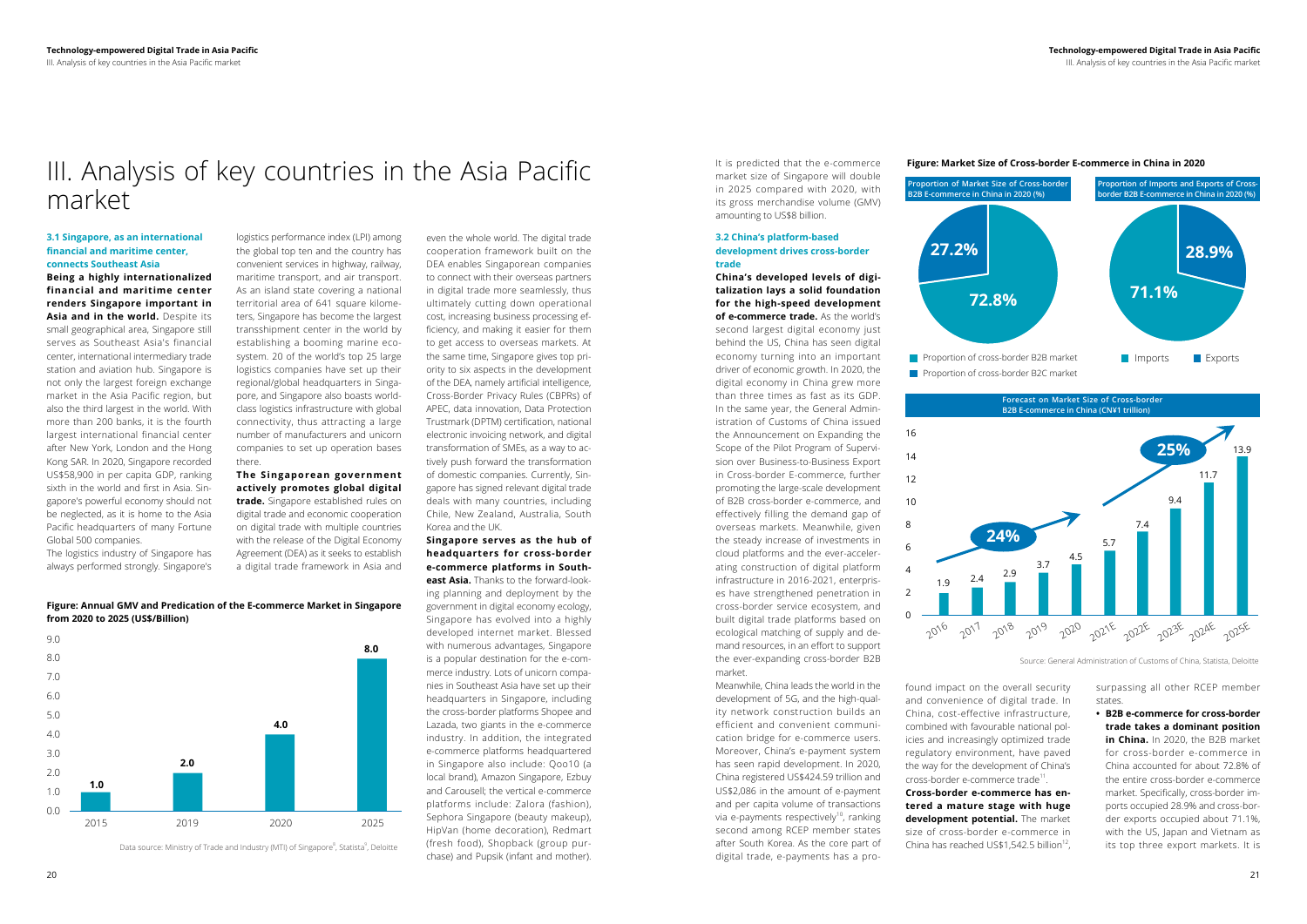# III. Analysis of key countries in the Asia Pacific market

### 3.1 Singapore, as an international financial and maritime center, connects Southeast Asia

**Being a highly internationalized financial and maritime center renders Singapore important in Asia and in the world.** Despite its small geographical area, Singapore still serves as Southeast Asia's financial center, international intermediary trade station and aviation hub. Singapore is not only the largest foreign exchange market in the Asia Pacific region, but also the third largest in the world. With more than 200 banks, it is the fourth largest international financial center after New York, London and the Hong Kong SAR. In 2020, Singapore recorded US$58,900 in per capita GDP, ranking sixth in the world and first in Asia. Singapore's powerful economy should not be neglected, as it is home to the Asia Pacific headquarters of many Fortune Global 500 companies.

The logistics industry of Singapore has always performed strongly. Singapore's logistics performance index (LPI) among the global top ten and the country has convenient services in highway, railway, maritime transport, and air transport. As an island state covering a national territorial area of 641 square kilometers, Singapore has become the largest transshipment center in the world by establishing a booming marine ecosystem. 20 of the world's top 25 large logistics companies have set up their regional/global headquarters in Singapore, and Singapore also boasts world-class logistics infrastructure with global connectivity, thus attracting a large number of manufacturers and unicorn companies to set up operation bases there.

**The Singaporean government actively promotes global digital trade.** Singapore established rules on digital trade and economic cooperation on digital trade with multiple countries with the release of the Digital Economy Agreement (DEA) as it seeks to establish a digital trade framework in Asia and even the whole world. The digital trade cooperation framework built on the DEA enables Singaporean companies to connect with their overseas partners in digital trade more seamlessly, thus ultimately cutting down operational cost, increasing business processing efficiency, and making it easier for them to get access to overseas markets. At the same time, Singapore gives top priority to six aspects in the development of the DEA, namely artificial intelligence, Cross-Border Privacy Rules (CBPRs) of APEC, data innovation, Data Protection Trustmark (DPTM) certification, national electronic invoicing network, and digital transformation of SMEs, as a way to actively push forward the transformation of domestic companies. Currently, Singapore has signed relevant digital trade deals with many countries, including Chile, New Zealand, Australia, South Korea and the UK.

**Singapore serves as the hub of headquarters for cross-border e-commerce platforms in South-east Asia.** Thanks to the forward-looking planning and deployment by the government in digital economy ecology, Singapore has evolved into a highly developed internet market. Blessed with numerous advantages, Singapore is a popular destination for the e-commerce industry. Lots of unicorn companies in Southeast Asia have set up their headquarters in Singapore, including the cross-border platforms Shopee and Lazada, two giants in the e-commerce industry. In addition, the integrated e-commerce platforms headquartered in Singapore also include: Qoo10 (a local brand), Amazon Singapore, Ezbuy and Carousell; the vertical e-commerce platforms include: Zalora (fashion), Sephora Singapore (beauty makeup), HipVan (home decoration), Redmart (fresh food), Shopback (group purchase) and Pupsik (infant and mother).

**Figure: Annual GMV and Predication of the E-commerce Market in Singapore from 2020 to 2025 (US$/Billion)**

| Year | GMV (US$ Billion) |
|---|---|
| 2015 | 1.0 |
| 2019 | 2.0 |
| 2020 | 4.0 |
| 2025 | 8.0 |

Data source: Ministry of Trade and Industry (MTI) of Singapore[8], Statista[9], Deloitte

It is predicted that the e-commerce market size of Singapore will double in 2025 compared with 2020, with its gross merchandise volume (GMV) amounting to US$8 billion.

### 3.2 China's platform-based development drives cross-border trade

**China's developed levels of digitalization lays a solid foundation for the high-speed development of e-commerce trade.** As the world's second largest digital economy just behind the US, China has seen digital economy turning into an important driver of economic growth. In 2020, the digital economy in China grew more than three times as fast as its GDP. In the same year, the General Administration of Customs of China issued the Announcement on Expanding the Scope of the Pilot Program of Supervision over Business-to-Business Export in Cross-border E-commerce, further promoting the large-scale development of B2B cross-border e-commerce, and effectively filling the demand gap of overseas markets. Meanwhile, given the steady increase of investments in cloud platforms and the ever-accelerating construction of digital platform infrastructure in 2016-2021, enterprises have strengthened penetration in cross-border service ecosystem, and built digital trade platforms based on ecological matching of supply and demand resources, in an effort to support the ever-expanding cross-border B2B market.

Meanwhile, China leads the world in the development of 5G, and the high-quality network construction builds an efficient and convenient communication bridge for e-commerce users. Moreover, China's e-payment system has seen rapid development. In 2020, China registered US$424.59 trillion and US$2,086 in the amount of e-payment and per capita volume of transactions via e-payments respectively[10], ranking second among RCEP member states after South Korea. As the core part of digital trade, e-payments has a profound impact on the overall security and convenience of digital trade. In China, cost-effective infrastructure, combined with favourable national policies and increasingly optimized trade regulatory environment, have paved the way for the development of China's cross-border e-commerce trade[11].

**Cross-border e-commerce has entered a mature stage with huge development potential.** The market size of cross-border e-commerce in China has reached US$1,542.5 billion[12], surpassing all other RCEP member states.

- **B2B e-commerce for cross-border trade takes a dominant position in China.** In 2020, the B2B market for cross-border e-commerce in China accounted for about 72.8% of the entire cross-border e-commerce market. Specifically, cross-border imports occupied 28.9% and cross-border exports occupied about 71.1%, with the US, Japan and Vietnam as its top three export markets. It is

**Figure: Market Size of Cross-border E-commerce in China in 2020**

Proportion of Market Size of Cross-border B2B E-commerce in China in 2020 (%)

| Category | Proportion |
|---|---|
| Proportion of cross-border B2B market | 72.8% |
| Proportion of cross-border B2C market | 27.2% |

Proportion of Imports and Exports of Cross-border B2B E-commerce in China in 2020 (%)

| Category | Proportion |
|---|---|
| Imports | 28.9% |
| Exports | 71.1% |

Forecast on Market Size of Cross-border B2B E-commerce in China (CN¥1 trillion)

| Year | Market Size |
|---|---|
| 2016 | 1.9 |
| 2017 | 2.4 |
| 2018 | 2.9 |
| 2019 | 3.7 |
| 2020 | 4.5 |
| 2021E | 5.7 |
| 2022E | 7.4 |
| 2023E | 9.4 |
| 2024E | 11.7 |
| 2025E | 13.9 |

Growth rates: 24% (2016–2020), 25% (2021E–2025E)

Source: General Administration of Customs of China, Statista, Deloitte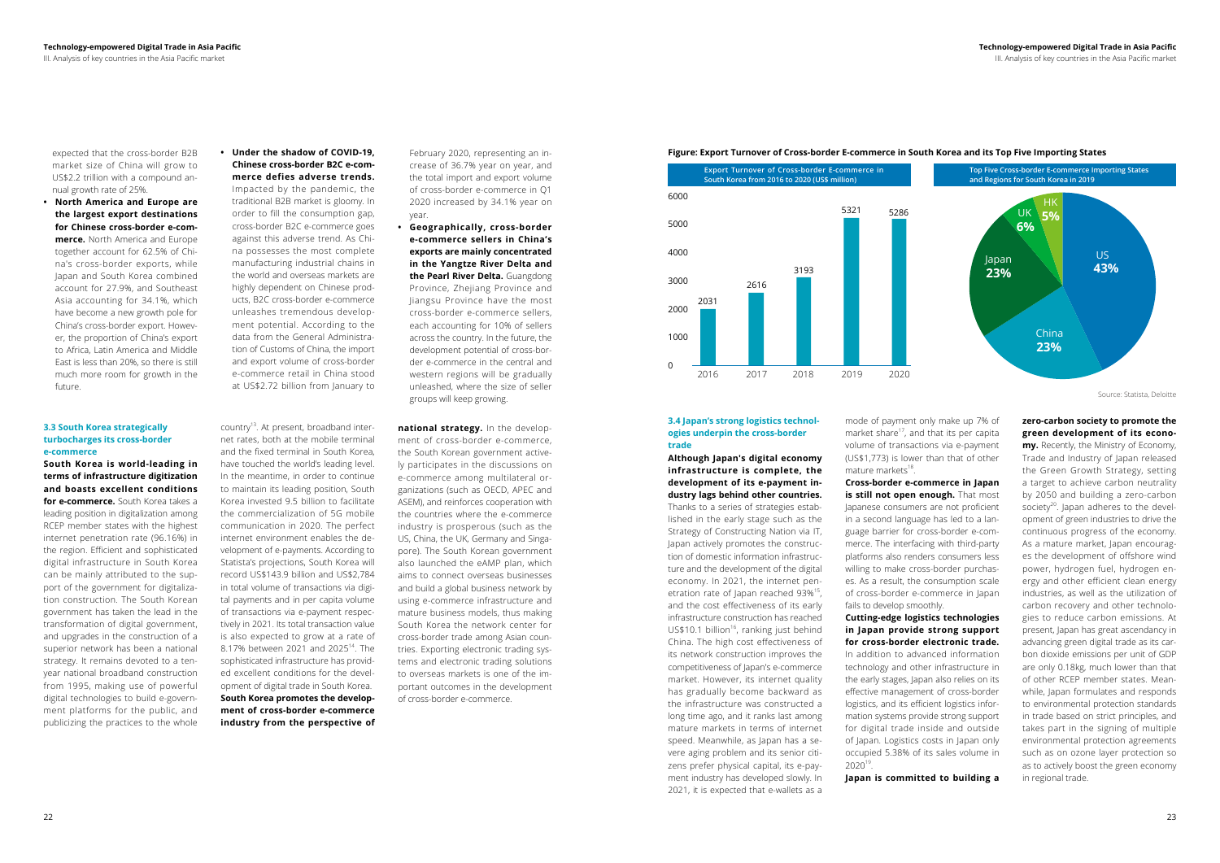expected that the cross-border B2B market size of China will grow to US$2.2 trillion with a compound annual growth rate of 25%.

- **North America and Europe are the largest export destinations for Chinese cross-border e-commerce.** North America and Europe together account for 62.5% of China's cross-border exports, while Japan and South Korea combined account for 27.9%, and Southeast Asia accounting for 34.1%, which have become a new growth pole for China's cross-border export. However, the proportion of China's export to Africa, Latin America and Middle East is less than 20%, so there is still much more room for growth in the future.

- **Under the shadow of COVID-19, Chinese cross-border B2C e-commerce defies adverse trends.** Impacted by the pandemic, the traditional B2B market is gloomy. In order to fill the consumption gap, cross-border B2C e-commerce goes against this adverse trend. As China possesses the most complete manufacturing industrial chains in the world and overseas markets are highly dependent on Chinese products, B2C cross-border e-commerce unleashes tremendous development potential. According to the data from the General Administration of Customs of China, the import and export volume of cross-border e-commerce retail in China stood at US$2.72 billion from January to February 2020, representing an increase of 36.7% year on year, and the total import and export volume of cross-border e-commerce in Q1 2020 increased by 34.1% year on year.

- **Geographically, cross-border e-commerce sellers in China's exports are mainly concentrated in the Yangtze River Delta and the Pearl River Delta.** Guangdong Province, Zhejiang Province and Jiangsu Province have the most cross-border e-commerce sellers, each accounting for 10% of sellers across the country. In the future, the development potential of cross-border e-commerce in the central and western regions will be gradually unleashed, where the size of seller groups will keep growing.

### 3.3 South Korea strategically turbocharges its cross-border e-commerce

**South Korea is world-leading in terms of infrastructure digitization and boasts excellent conditions for e-commerce.** South Korea takes a leading position in digitalization among RCEP member states with the highest internet penetration rate (96.16%) in the region. Efficient and sophisticated digital infrastructure in South Korea can be mainly attributed to the support of the government for digitalization construction. The South Korean government has taken the lead in the transformation of digital government, and upgrades in the construction of a superior network has been a national strategy. It remains devoted to a ten-year national broadband construction from 1995, making use of powerful digital technologies to build e-government platforms for the public, and publicizing the practices to the whole country[13]. At present, broadband internet rates, both at the mobile terminal and the fixed terminal in South Korea, have touched the world's leading level. In the meantime, in order to continue to maintain its leading position, South Korea invested 9.5 billion to facilitate the commercialization of 5G mobile communication in 2020. The perfect internet environment enables the development of e-payments. According to Statista's projections, South Korea will record US$143.9 billion and US$2,784 in total volume of transactions via digital payments and in per capita volume of transactions via e-payment respectively in 2021. Its total transaction value is also expected to grow at a rate of 8.17% between 2021 and 2025[14]. The sophisticated infrastructure has provided excellent conditions for the development of digital trade in South Korea.

**South Korea promotes the development of cross-border e-commerce industry from the perspective of national strategy.** In the development of cross-border e-commerce, the South Korean government actively participates in the discussions on e-commerce among multilateral organizations (such as OECD, APEC and ASEM), and reinforces cooperation with the countries where the e-commerce industry is prosperous (such as the US, China, the UK, Germany and Singapore). The South Korean government also launched the eAMP plan, which aims to connect overseas businesses and build a global business network by using e-commerce infrastructure and mature business models, thus making South Korea the network center for cross-border trade among Asian countries. Exporting electronic trading systems and electronic trading solutions to overseas markets is one of the important outcomes in the development of cross-border e-commerce.

**Figure: Export Turnover of Cross-border E-commerce in South Korea and its Top Five Importing States**

Export Turnover of Cross-border E-commerce in South Korea from 2016 to 2020 (US$ million)

| Year | Export Turnover |
|---|---|
| 2016 | 2031 |
| 2017 | 2616 |
| 2018 | 3193 |
| 2019 | 5321 |
| 2020 | 5286 |

Top Five Cross-border E-commerce Importing States and Regions for South Korea in 2019

| State/Region | Share |
|---|---|
| US | 43% |
| China | 23% |
| Japan | 23% |
| UK | 6% |
| HK | 5% |

Source: Statista, Deloitte

### 3.4 Japan's strong logistics technologies underpin the cross-border trade

**Although Japan's digital economy infrastructure is complete, the development of its e-payment industry lags behind other countries.** Thanks to a series of strategies established in the early stage such as the Strategy of Constructing Nation via IT, Japan actively promotes the construction of domestic information infrastructure and the development of the digital economy. In 2021, the internet penetration rate of Japan reached 93%[15], and the cost effectiveness of its early infrastructure construction has reached US$10.1 billion[16], ranking just behind China. The high cost effectiveness of its network construction improves the competitiveness of Japan's e-commerce market. However, its internet quality has gradually become backward as the infrastructure was constructed a long time ago, and it ranks last among mature markets in terms of internet speed. Meanwhile, as Japan has a severe aging problem and its senior citizens prefer physical capital, its e-payment industry has developed slowly. In 2021, it is expected that e-wallets as a mode of payment only make up 7% of market share[17], and that its per capita volume of transactions via e-payment (US$1,773) is lower than that of other mature markets[18].

**Cross-border e-commerce in Japan is still not open enough.** That most Japanese consumers are not proficient in a second language has led to a language barrier for cross-border e-commerce. The interfacing with third-party platforms also renders consumers less willing to make cross-border purchases. As a result, the consumption scale of cross-border e-commerce in Japan fails to develop smoothly.

**Cutting-edge logistics technologies in Japan provide strong support for cross-border electronic trade.** In addition to advanced information technology and other infrastructure in the early stages, Japan also relies on its effective management of cross-border logistics, and its efficient logistics information systems provide strong support for digital trade inside and outside of Japan. Logistics costs in Japan only occupied 5.38% of its sales volume in 2020[19].

**Japan is committed to building a zero-carbon society to promote the green development of its economy.** Recently, the Ministry of Economy, Trade and Industry of Japan released the Green Growth Strategy, setting a target to achieve carbon neutrality by 2050 and building a zero-carbon society[20]. Japan adheres to the development of green industries to drive the continuous progress of the economy. As a mature market, Japan encourages the development of offshore wind power, hydrogen fuel, hydrogen energy and other efficient clean energy industries, as well as the utilization of carbon recovery and other technologies to reduce carbon emissions. At present, Japan has great ascendancy in advancing green digital trade as its carbon dioxide emissions per unit of GDP are only 0.18kg, much lower than that of other RCEP member states. Meanwhile, Japan formulates and responds to environmental protection standards in trade based on strict principles, and takes part in the signing of multiple environmental protection agreements such as on ozone layer protection so as to actively boost the green economy in regional trade.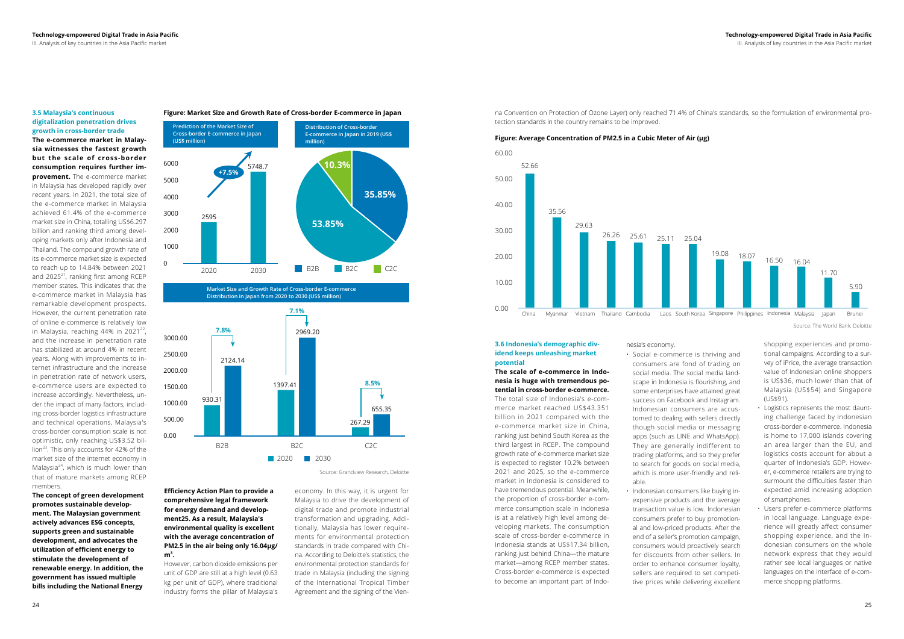### 3.5 Malaysia's continuous digitalization penetration drives growth in cross-border trade

**The e-commerce market in Malaysia witnesses the fastest growth but the scale of cross-border consumption requires further improvement.** The e-commerce market in Malaysia has developed rapidly over recent years. In 2021, the total size of the e-commerce market in Malaysia achieved 61.4% of the e-commerce market size in China, totalling US$6.297 billion and ranking third among developing markets only after Indonesia and Thailand. The compound growth rate of its e-commerce market size is expected to reach up to 14.84% between 2021 and 2025[21], ranking first among RCEP member states. This indicates that the e-commerce market in Malaysia has remarkable development prospects. However, the current penetration rate of online e-commerce is relatively low in Malaysia, reaching 44% in 2021[22], and the increase in penetration rate has stabilized at around 4% in recent years. Along with improvements to internet infrastructure and the increase in penetration rate of network users, e-commerce users are expected to increase accordingly. Nevertheless, under the impact of many factors, including cross-border logistics infrastructure and technical operations, Malaysia's cross-border consumption scale is not optimistic, only reaching US$3.52 billion[23]. This only accounts for 42% of the market size of the internet economy in Malaysia[24], which is much lower than that of mature markets among RCEP members.

**The concept of green development promotes sustainable development. The Malaysian government actively advances ESG concepts, supports green and sustainable development, and advocates the utilization of efficient energy to stimulate the development of renewable energy. In addition, the government has issued multiple bills including the National Energy Efficiency Action Plan to provide a comprehensive legal framework for energy demand and development25. As a result, Malaysia's environmental quality is excellent with the average concentration of PM2.5 in the air being only 16.04μg/m³.**

However, carbon dioxide emissions per unit of GDP are still at a high level (0.63 kg per unit of GDP), where traditional industry forms the pillar of Malaysia's economy. In this way, it is urgent for Malaysia to drive the development of digital trade and promote industrial transformation and upgrading. Additionally, Malaysia has lower requirements for environmental protection standards in trade compared with China. According to Deloitte's statistics, the environmental protection standards for trade in Malaysia (including the signing of the International Tropical Timber Agreement and the signing of the Vienna Convention on Protection of Ozone Layer) only reached 71.4% of China's standards, so the formulation of environmental protection standards in the country remains to be improved.

**Figure: Market Size and Growth Rate of Cross-border E-commerce in Japan**

Prediction of the Market Size of Cross-border E-commerce in Japan (US$ million)

| Year | Market size |
|---|---|
| 2020 | 2595 |
| 2030 | 5748.7 |

Growth: +7.5%

Distribution of Cross-border E-commerce in Japan in 2019 (US$ million)

| Type | Share |
|---|---|
| B2B | 35.85% |
| B2C | 53.85% |
| C2C | 10.3% |

Market Size and Growth Rate of Cross-border E-commerce Distribution in Japan from 2020 to 2030 (US$ million)

| | 2020 | 2030 | Growth rate |
|---|---|---|---|
| B2B | 930.31 | 2124.14 | 7.8% |
| B2C | 1397.41 | 2969.20 | 7.1% |
| C2C | 267.29 | 655.35 | 8.5% |

Source: Grandview Research, Deloitte

**Figure: Average Concentration of PM2.5 in a Cubic Meter of Air (μg)**

| Country | PM2.5 |
|---|---|
| China | 52.66 |
| Myanmar | 35.56 |
| Vietnam | 29.63 |
| Thailand | 26.26 |
| Cambodia | 25.61 |
| Laos | 25.11 |
| South Korea | 25.04 |
| Singapore | 19.08 |
| Philippines | 18.07 |
| Indonesia | 16.50 |
| Malaysia | 16.04 |
| Japan | 11.70 |
| Brunei | 5.90 |

Source: The World Bank, Deloitte

### 3.6 Indonesia's demographic dividend keeps unleashing market potential

**The scale of e-commerce in Indonesia is huge with tremendous potential in cross-border e-commerce.** The total size of Indonesia's e-commerce market reached US$43.351 billion in 2021 compared with the e-commerce market size in China, ranking just behind South Korea as the third largest in RCEP. The compound growth rate of e-commerce market size is expected to register 10.2% between 2021 and 2025, so the e-commerce market in Indonesia is considered to have tremendous potential. Meanwhile, the proportion of cross-border e-commerce consumption scale in Indonesia is at a relatively high level among developing markets. The consumption scale of cross-border e-commerce in Indonesia stands at US$17.34 billion, ranking just behind China—the mature market—among RCEP member states. Cross-border e-commerce is expected to become an important part of Indonesia's economy.

- Social e-commerce is thriving and consumers are fond of trading on social media. The social media landscape in Indonesia is flourishing, and some enterprises have attained great success on Facebook and Instagram. Indonesian consumers are accustomed to dealing with sellers directly though social media or messaging apps (such as LINE and WhatsApp). They are generally indifferent to trading platforms, and so they prefer to search for goods on social media, which is more user-friendly and reliable.
- Indonesian consumers like buying inexpensive products and the average transaction value is low. Indonesian consumers prefer to buy promotional and low-priced products. After the end of a seller's promotion campaign, consumers would proactively search for discounts from other sellers. In order to enhance consumer loyalty, sellers are required to set competitive prices while delivering excellent shopping experiences and promotional campaigns. According to a survey of iPrice, the average transaction value of Indonesian online shoppers is US$36, much lower than that of Malaysia (US$54) and Singapore (US$91).
- Logistics represents the most daunting challenge faced by Indonesian cross-border e-commerce. Indonesia is home to 17,000 islands covering an area larger than the EU, and logistics costs account for about a quarter of Indonesia's GDP. However, e-commerce retailers are trying to surmount the difficulties faster than expected amid increasing adoption of smartphones.
- Users prefer e-commerce platforms in local language. Language experience will greatly affect consumer shopping experience, and the Indonesian consumers on the whole network express that they would rather see local languages or native languages on the interface of e-commerce shopping platforms.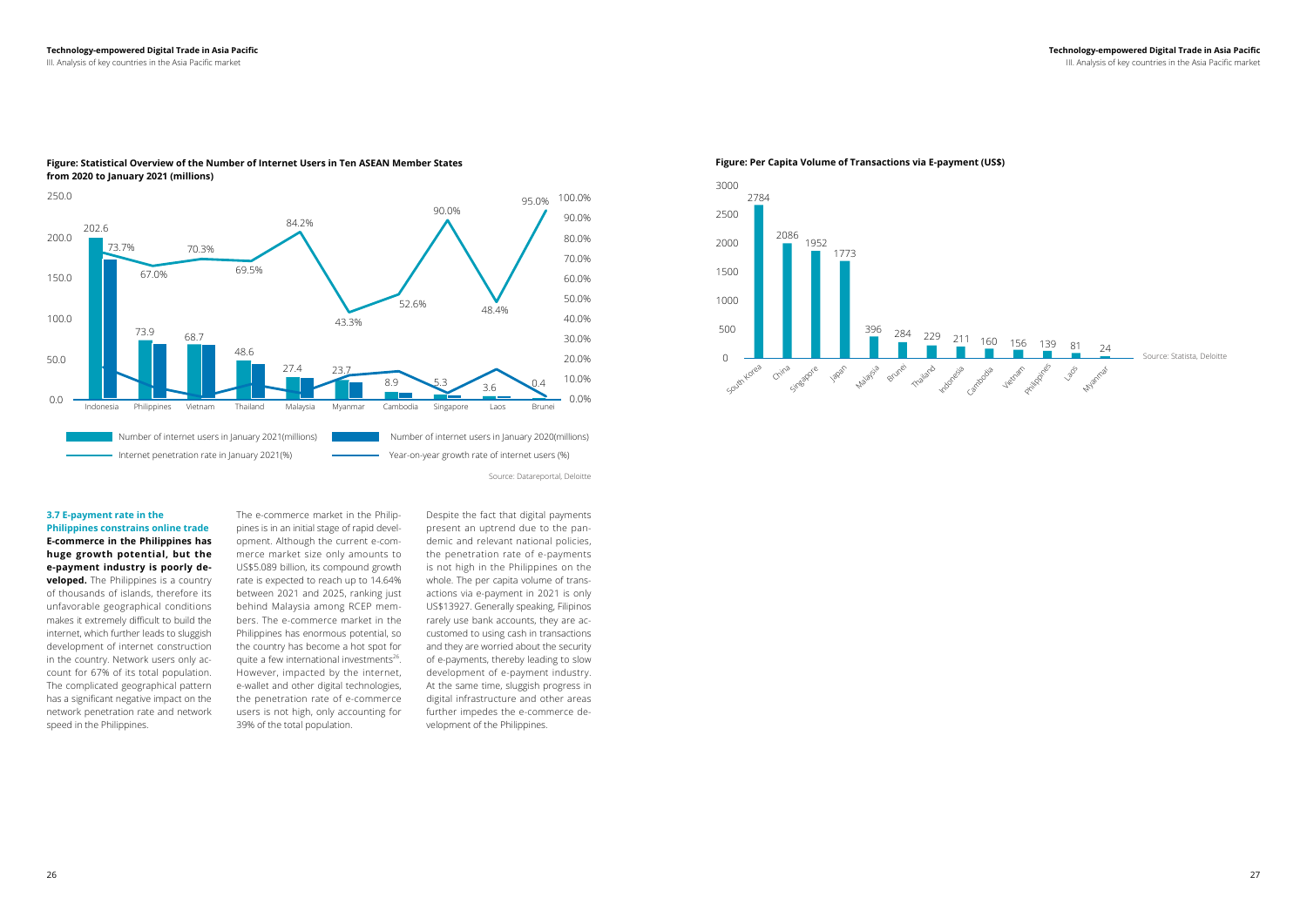**Figure: Statistical Overview of the Number of Internet Users in Ten ASEAN Member States from 2020 to January 2021 (millions)**

| Country | Number of internet users in January 2021 (millions) | Internet penetration rate in January 2021 (%) |
|---|---|---|
| Indonesia | 202.6 | 73.7% |
| Philippines | 73.9 | 67.0% |
| Vietnam | 68.7 | 70.3% |
| Thailand | 48.6 | 69.5% |
| Malaysia | 27.4 | 84.2% |
| Myanmar | 23.7 | 43.3% |
| Cambodia | 8.9 | 52.6% |
| Singapore | 5.3 | 90.0% |
| Laos | 3.6 | 48.4% |
| Brunei | 0.4 | 95.0% |

Number of internet users in January 2021(millions) / Number of internet users in January 2020(millions) / Internet penetration rate in January 2021(%) / Year-on-year growth rate of internet users (%)

Source: Datareportal, Deloitte

### 3.7 E-payment rate in the Philippines constrains online trade

**E-commerce in the Philippines has huge growth potential, but the e-payment industry is poorly developed.** The Philippines is a country of thousands of islands, therefore its unfavorable geographical conditions makes it extremely difficult to build the internet, which further leads to sluggish development of internet construction in the country. Network users only account for 67% of its total population. The complicated geographical pattern has a significant negative impact on the network penetration rate and network speed in the Philippines.

The e-commerce market in the Philippines is in an initial stage of rapid development. Although the current e-commerce market size only amounts to US$5.089 billion, its compound growth rate is expected to reach up to 14.64% between 2021 and 2025, ranking just behind Malaysia among RCEP members. The e-commerce market in the Philippines has enormous potential, so the country has become a hot spot for quite a few international investments[26]. However, impacted by the internet, e-wallet and other digital technologies, the penetration rate of e-commerce users is not high, only accounting for 39% of the total population.

Despite the fact that digital payments present an uptrend due to the pandemic and relevant national policies, the penetration rate of e-payments is not high in the Philippines on the whole. The per capita volume of transactions via e-payment in 2021 is only US$13927. Generally speaking, Filipinos rarely use bank accounts, they are accustomed to using cash in transactions and they are worried about the security of e-payments, thereby leading to slow development of e-payment industry. At the same time, sluggish progress in digital infrastructure and other areas further impedes the e-commerce development of the Philippines.

**Figure: Per Capita Volume of Transactions via E-payment (US$)**

| Country | US$ |
|---|---|
| South Korea | 2784 |
| China | 2086 |
| Singapore | 1952 |
| Japan | 1773 |
| Malaysia | 396 |
| Brunei | 284 |
| Thailand | 229 |
| Indonesia | 211 |
| Cambodia | 160 |
| Vietnam | 156 |
| Philippines | 139 |
| Laos | 81 |
| Myanmar | 24 |

Source: Statista, Deloitte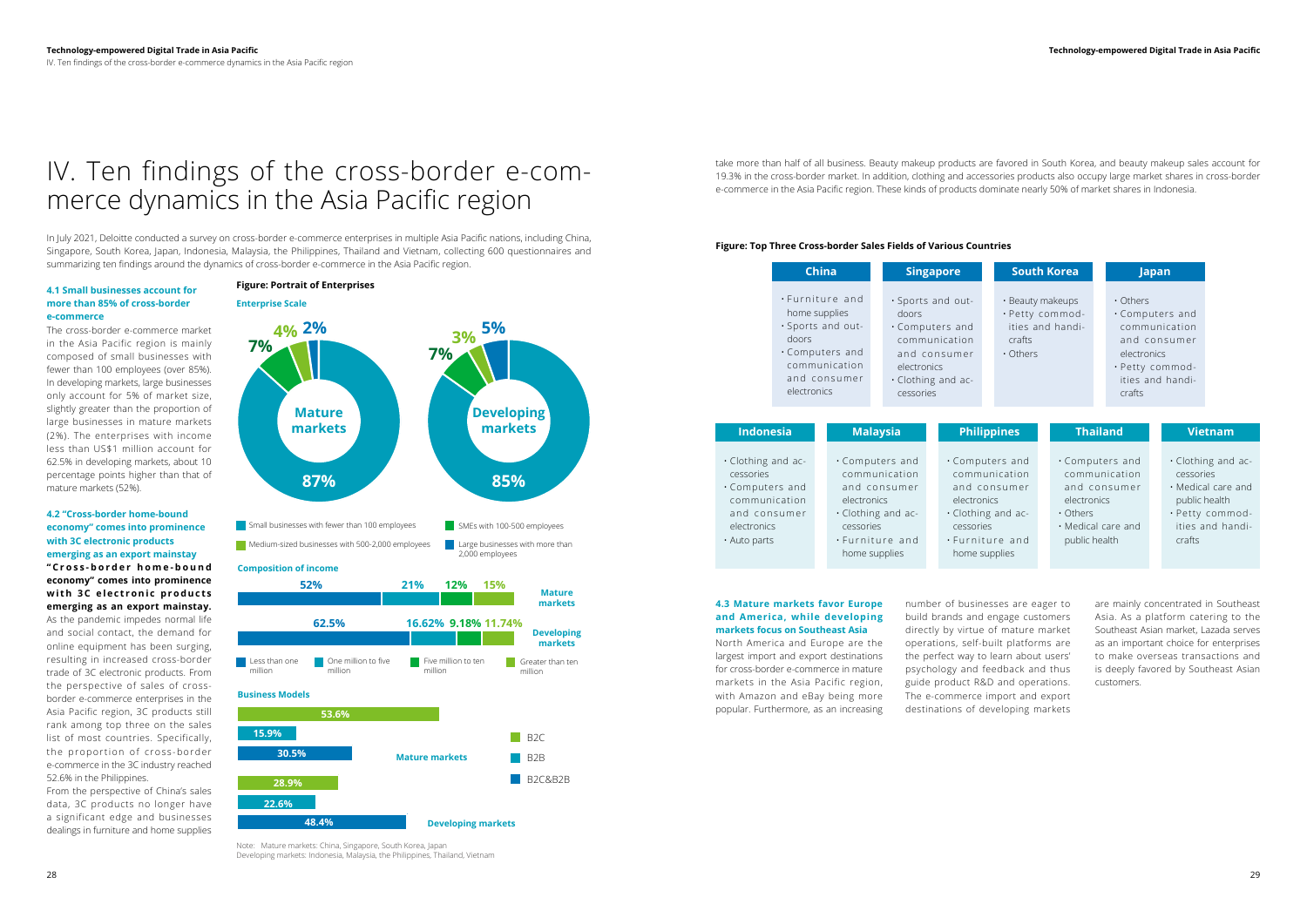# IV. Ten findings of the cross-border e-commerce dynamics in the Asia Pacific region

In July 2021, Deloitte conducted a survey on cross-border e-commerce enterprises in multiple Asia Pacific nations, including China, Singapore, South Korea, Japan, Indonesia, Malaysia, the Philippines, Thailand and Vietnam, collecting 600 questionnaires and summarizing ten findings around the dynamics of cross-border e-commerce in the Asia Pacific region.

### 4.1 Small businesses account for more than 85% of cross-border e-commerce

The cross-border e-commerce market in the Asia Pacific region is mainly composed of small businesses with fewer than 100 employees (over 85%). In developing markets, large businesses only account for 5% of market size, slightly greater than the proportion of large businesses in mature markets (2%). The enterprises with income less than US$1 million account for 62.5% in developing markets, about 10 percentage points higher than that of mature markets (52%).

**Figure: Portrait of Enterprises**

**Enterprise Scale**

| | Mature markets | Developing markets |
|---|---|---|
| Small businesses with fewer than 100 employees | 87% | 85% |
| SMEs with 100-500 employees | 7% | 7% |
| Medium-sized businesses with 500-2,000 employees | 4% | 3% |
| Large businesses with more than 2,000 employees | 2% | 5% |

**Composition of income**

| | Less than one million | One million to five million | Five million to ten million | Greater than ten million |
|---|---|---|---|---|
| Mature markets | 52% | 21% | 12% | 15% |
| Developing markets | 62.5% | 16.62% | 9.18% | 11.74% |

**Business Models**

| | B2C | B2B | B2C&B2B |
|---|---|---|---|
| Mature markets | 53.6% | 15.9% | 30.5% |
| Developing markets | 28.9% | 22.6% | 48.4% |

Note: Mature markets: China, Singapore, South Korea, Japan
Developing markets: Indonesia, Malaysia, the Philippines, Thailand, Vietnam

### 4.2 "Cross-border home-bound economy" comes into prominence with 3C electronic products emerging as an export mainstay

**"Cross-border home-bound economy" comes into prominence with 3C electronic products emerging as an export mainstay.** As the pandemic impedes normal life and social contact, the demand for online equipment has been surging, resulting in increased cross-border trade of 3C electronic products. From the perspective of sales of cross-border e-commerce enterprises in the Asia Pacific region, 3C products still rank among top three on the sales list of most countries. Specifically, the proportion of cross-border e-commerce in the 3C industry reached 52.6% in the Philippines.

From the perspective of China's sales data, 3C products no longer have a significant edge and businesses dealings in furniture and home supplies take more than half of all business. Beauty makeup products are favored in South Korea, and beauty makeup sales account for 19.3% in the cross-border market. In addition, clothing and accessories products also occupy large market shares in cross-border e-commerce in the Asia Pacific region. These kinds of products dominate nearly 50% of market shares in Indonesia.

**Figure: Top Three Cross-border Sales Fields of Various Countries**

| China | Singapore | South Korea | Japan |
|---|---|---|---|
| Furniture and home supplies<br>Sports and outdoors<br>Computers and communication and consumer electronics | Sports and outdoors<br>Computers and communication and consumer electronics<br>Clothing and accessories | Beauty makeups<br>Petty commodities and handicrafts<br>Others | Others<br>Computers and communication and consumer electronics<br>Petty commodities and handicrafts |

| Indonesia | Malaysia | Philippines | Thailand | Vietnam |
|---|---|---|---|---|
| Clothing and accessories<br>Computers and communication and consumer electronics<br>Auto parts | Computers and communication and consumer electronics<br>Clothing and accessories<br>Furniture and home supplies | Computers and communication and consumer electronics<br>Clothing and accessories<br>Furniture and home supplies | Computers and communication and consumer electronics<br>Others<br>Medical care and public health | Clothing and accessories<br>Medical care and public health<br>Petty commodities and handicrafts |

### 4.3 Mature markets favor Europe and America, while developing markets focus on Southeast Asia

North America and Europe are the largest import and export destinations for cross-border e-commerce in mature markets in the Asia Pacific region, with Amazon and eBay being more popular. Furthermore, as an increasing number of businesses are eager to build brands and engage customers directly by virtue of mature market operations, self-built platforms are the perfect way to learn about users' psychology and feedback and thus guide product R&D and operations. The e-commerce import and export destinations of developing markets are mainly concentrated in Southeast Asia. As a platform catering to the Southeast Asian market, Lazada serves as an important choice for enterprises to make overseas transactions and is deeply favored by Southeast Asian customers.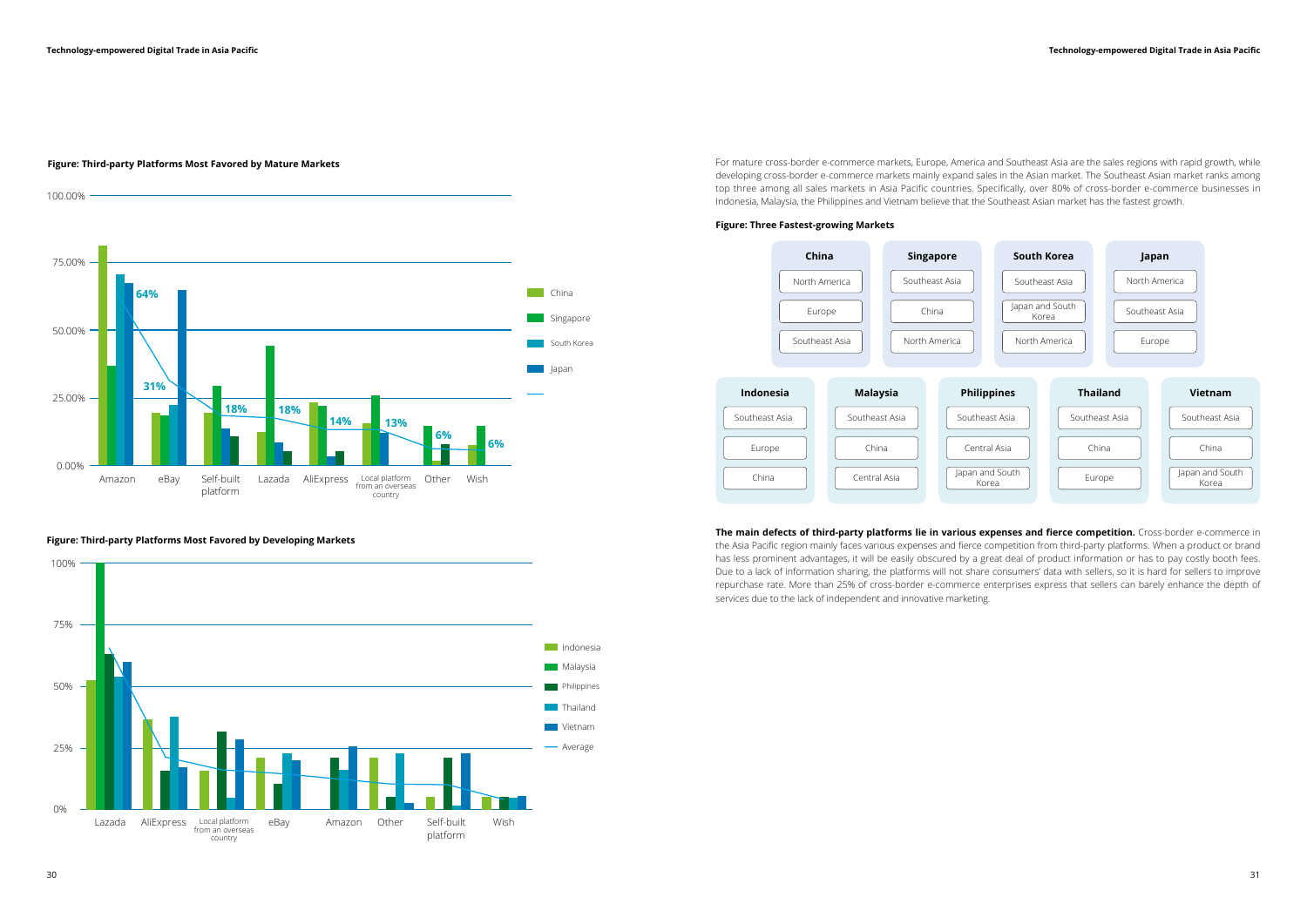**Figure: Third-party Platforms Most Favored by Mature Markets**

**Figure: Third-party Platforms Most Favored by Developing Markets**

For mature cross-border e-commerce markets, Europe, America and Southeast Asia are the sales regions with rapid growth, while developing cross-border e-commerce markets mainly expand sales in the Asian market. The Southeast Asian market ranks among top three among all sales markets in Asia Pacific countries. Specifically, over 80% of cross-border e-commerce businesses in Indonesia, Malaysia, the Philippines and Vietnam believe that the Southeast Asian market has the fastest growth.

**Figure: Three Fastest-growing Markets**

| China | Singapore | South Korea | Japan |
| --- | --- | --- | --- |
| North America | Southeast Asia | Southeast Asia | North America |
| Europe | China | Japan and South Korea | Southeast Asia |
| Southeast Asia | North America | North America | Europe |

| Indonesia | Malaysia | Philippines | Thailand | Vietnam |
| --- | --- | --- | --- | --- |
| Southeast Asia | Southeast Asia | Southeast Asia | Southeast Asia | Southeast Asia |
| Europe | China | Central Asia | China | China |
| China | Central Asia | Japan and South Korea | Europe | Japan and South Korea |

**The main defects of third-party platforms lie in various expenses and fierce competition.** Cross-border e-commerce in the Asia Pacific region mainly faces various expenses and fierce competition from third-party platforms. When a product or brand has less prominent advantages, it will be easily obscured by a great deal of product information or has to pay costly booth fees. Due to a lack of information sharing, the platforms will not share consumers' data with sellers, so it is hard for sellers to improve repurchase rate. More than 25% of cross-border e-commerce enterprises express that sellers can barely enhance the depth of services due to the lack of independent and innovative marketing.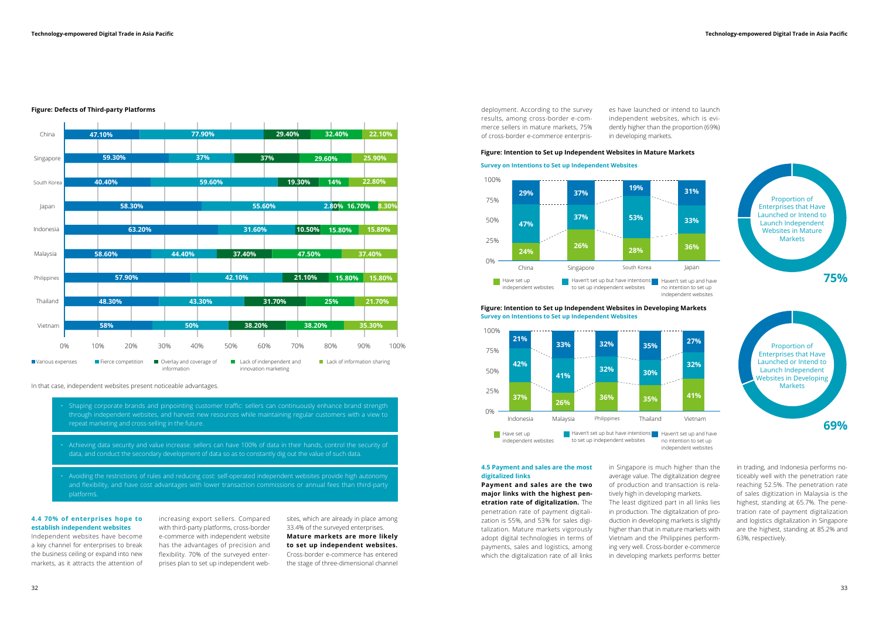**Figure: Defects of Third-party Platforms**

| Country | Various expenses | Fierce competition | Overlay and coverage of information | Lack of indenpendent and innovation marketing | Lack of information sharing |
|---|---|---|---|---|---|
| China | 47.10% | 77.90% | 29.40% | 32.40% | 22.10% |
| Singapore | 59.30% | 37% | 37% | 29.60% | 25.90% |
| South Korea | 40.40% | 59.60% | 19.30% | 14% | 22.80% |
| Japan | 58.30% | 55.60% | 2.80% | 16.70% | 8.30% |
| Indonesia | 63.20% | 31.60% | 10.50% | 15.80% | 15.80% |
| Malaysia | 58.60% | 44.40% | 37.40% | 47.50% | 37.40% |
| Philippines | 57.90% | 42.10% | 21.10% | 15.80% | 15.80% |
| Thailand | 48.30% | 43.30% | 31.70% | 25% | 21.70% |
| Vietnam | 58% | 50% | 38.20% | 38.20% | 35.30% |

In that case, independent websites present noticeable advantages.

- Shaping corporate brands and pinpointing customer traffic: sellers can continuously enhance brand strength through independent websites, and harvest new resources while maintaining regular customers with a view to repeat marketing and cross-selling in the future.
- Achieving data security and value increase: sellers can have 100% of data in their hands, control the security of data, and conduct the secondary development of data so as to constantly dig out the value of such data.
- Avoiding the restrictions of rules and reducing cost: self-operated independent websites provide high autonomy and flexibility, and have cost advantages with lower transaction commissions or annual fees than third-party platforms.

#### 4.4 70% of enterprises hope to establish independent websites

Independent websites have become a key channel for enterprises to break the business ceiling or expand into new markets, as it attracts the attention of increasing export sellers. Compared with third-party platforms, cross-border e-commerce with independent website has the advantages of precision and flexibility. 70% of the surveyed enterprises plan to set up independent websites, which are already in place among 33.4% of the surveyed enterprises. **Mature markets are more likely to set up independent websites.** Cross-border e-commerce has entered the stage of three-dimensional channel deployment. According to the survey results, among cross-border e-commerce sellers in mature markets, 75% of cross-border e-commerce enterprises have launched or intend to launch independent websites, which is evidently higher than the proportion (69%) in developing markets.

**Figure: Intention to Set up Independent Websites in Mature Markets**

**Survey on Intentions to Set up Independent Websites**

| Country | Have set up independent websites | Haven't set up but have intentions to set up independent websites | Haven't set up and have no intention to set up independent websites |
|---|---|---|---|
| China | 24% | 47% | 29% |
| Singapore | 26% | 37% | 37% |
| South Korea | 28% | 53% | 19% |
| Japan | 36% | 33% | 31% |

Proportion of Enterprises that Have Launched or Intend to Launch Independent Websites in Mature Markets: 75%

**Figure: Intention to Set up Independent Websites in Developing Markets**

**Survey on Intentions to Set up Independent Websites**

| Country | Have set up independent websites | Haven't set up but have intentions to set up independent websites | Haven't set up and have no intention to set up independent websites |
|---|---|---|---|
| Indonesia | 37% | 42% | 21% |
| Malaysia | 26% | 41% | 33% |
| Philippines | 36% | 32% | 32% |
| Thailand | 35% | 30% | 35% |
| Vietnam | 41% | 32% | 27% |

Proportion of Enterprises that Have Launched or Intend to Launch Independent Websites in Developing Markets: 69%

#### 4.5 Payment and sales are the most digitalized links

**Payment and sales are the two major links with the highest penetration rate of digitalization.** The penetration rate of payment digitalization is 55%, and 53% for sales digitalization. Mature markets vigorously adopt digital technologies in terms of payments, sales and logistics, among which the digitalization rate of all links in Singapore is much higher than the average value. The digitalization degree of production and transaction is relatively high in developing markets.

The least digitized part in all links lies in production. The digitalization of production in developing markets is slightly higher than that in mature markets with Vietnam and the Philippines performing very well. Cross-border e-commerce in developing markets performs better in trading, and Indonesia performs noticeably well with the penetration rate reaching 52.5%. The penetration rate of sales digitization in Malaysia is the highest, standing at 65.7%. The penetration rate of payment digitalization and logistics digitalization in Singapore are the highest, standing at 85.2% and 63%, respectively.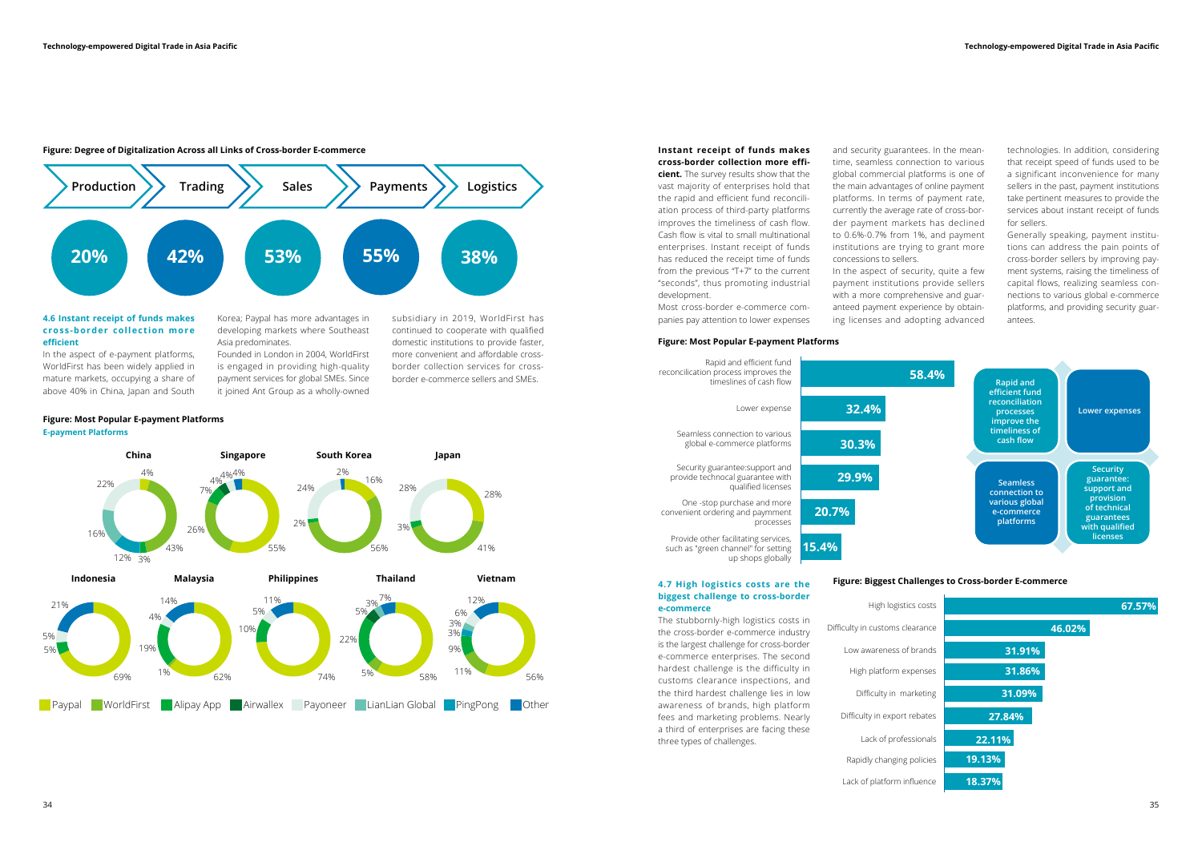**Figure: Degree of Digitalization Across all Links of Cross-border E-commerce**

| Production | Trading | Sales | Payments | Logistics |
|---|---|---|---|---|
| 20% | 42% | 53% | 55% | 38% |

### 4.6 Instant receipt of funds makes cross-border collection more efficient

In the aspect of e-payment platforms, WorldFirst has been widely applied in mature markets, occupying a share of above 40% in China, Japan and South Korea; Paypal has more advantages in developing markets where Southeast Asia predominates.

Founded in London in 2004, WorldFirst is engaged in providing high-quality payment services for global SMEs. Since it joined Ant Group as a wholly-owned subsidiary in 2019, WorldFirst has continued to cooperate with qualified domestic institutions to provide faster, more convenient and affordable cross-border collection services for cross-border e-commerce sellers and SMEs.

**Figure: Most Popular E-payment Platforms**

**E-payment Platforms**

China: 4%, 43%, 3%, 12%, 16%, 22%

Singapore: 55%, 26%, 7%, 4%, 4%, 4%

South Korea: 16%, 56%, 2%, 24%, 2%

Japan: 28%, 41%, 3%, 28%

Indonesia: 69%, 5%, 5%, 21%

Malaysia: 62%, 1%, 19%, 4%, 14%

Philippines: 74%, 10%, 5%, 11%

Thailand: 58%, 5%, 22%, 5%, 3%, 7%

Vietnam: 56%, 11%, 9%, 3%, 3%, 6%, 12%

Paypal | WorldFirst | Alipay App | Airwallex | Payoneer | LianLian Global | PingPong | Other

**Instant receipt of funds makes cross-border collection more efficient.** The survey results show that the vast majority of enterprises hold that the rapid and efficient fund reconciliation process of third-party platforms improves the timeliness of cash flow. Cash flow is vital to small multinational enterprises. Instant receipt of funds has reduced the receipt time of funds from the previous "T+7" to the current "seconds", thus promoting industrial development.

Most cross-border e-commerce companies pay attention to lower expenses and security guarantees. In the meantime, seamless connection to various global commercial platforms is one of the main advantages of online payment platforms. In terms of payment rate, currently the average rate of cross-border payment markets has declined to 0.6%-0.7% from 1%, and payment institutions are trying to grant more concessions to sellers.

In the aspect of security, quite a few payment institutions provide sellers with a more comprehensive and guaranteed payment experience by obtaining licenses and adopting advanced technologies. In addition, considering that receipt speed of funds used to be a significant inconvenience for many sellers in the past, payment institutions take pertinent measures to provide the services about instant receipt of funds for sellers.

Generally speaking, payment institutions can address the pain points of cross-border sellers by improving payment systems, raising the timeliness of capital flows, realizing seamless connections to various global e-commerce platforms, and providing security guarantees.

**Figure: Most Popular E-payment Platforms**

| Item | Share |
|---|---|
| Rapid and efficient fund reconciliation process improves the timeslines of cash flow | 58.4% |
| Lower expense | 32.4% |
| Seamless connection to various global e-commerce platforms | 30.3% |
| Security guarantee:support and provide technocal guarantee with qualified licenses | 29.9% |
| One -stop purchase and more convenient ordering and paymment processes | 20.7% |
| Provide other facilitating services, such as "green channel" for setting up shops globally | 15.4% |

Rapid and efficient fund reconciliation processes improve the timeliness of cash flow | Lower expenses | Seamless connection to various global e-commerce platforms | Security guarantee: support and provision of technical guarantees with qualified licenses

### 4.7 High logistics costs are the biggest challenge to cross-border e-commerce

The stubbornly-high logistics costs in the cross-border e-commerce industry is the largest challenge for cross-border e-commerce enterprises. The second hardest challenge is the difficulty in customs clearance inspections, and the third hardest challenge lies in low awareness of brands, high platform fees and marketing problems. Nearly a third of enterprises are facing these three types of challenges.

**Figure: Biggest Challenges to Cross-border E-commerce**

| Challenge | Share |
|---|---|
| High logistics costs | 67.57% |
| Difficulty in customs clearance | 46.02% |
| Low awareness of brands | 31.91% |
| High platform expenses | 31.86% |
| Difficulty in marketing | 31.09% |
| Difficulty in export rebates | 27.84% |
| Lack of professionals | 22.11% |
| Rapidly changing policies | 19.13% |
| Lack of platform influence | 18.37% |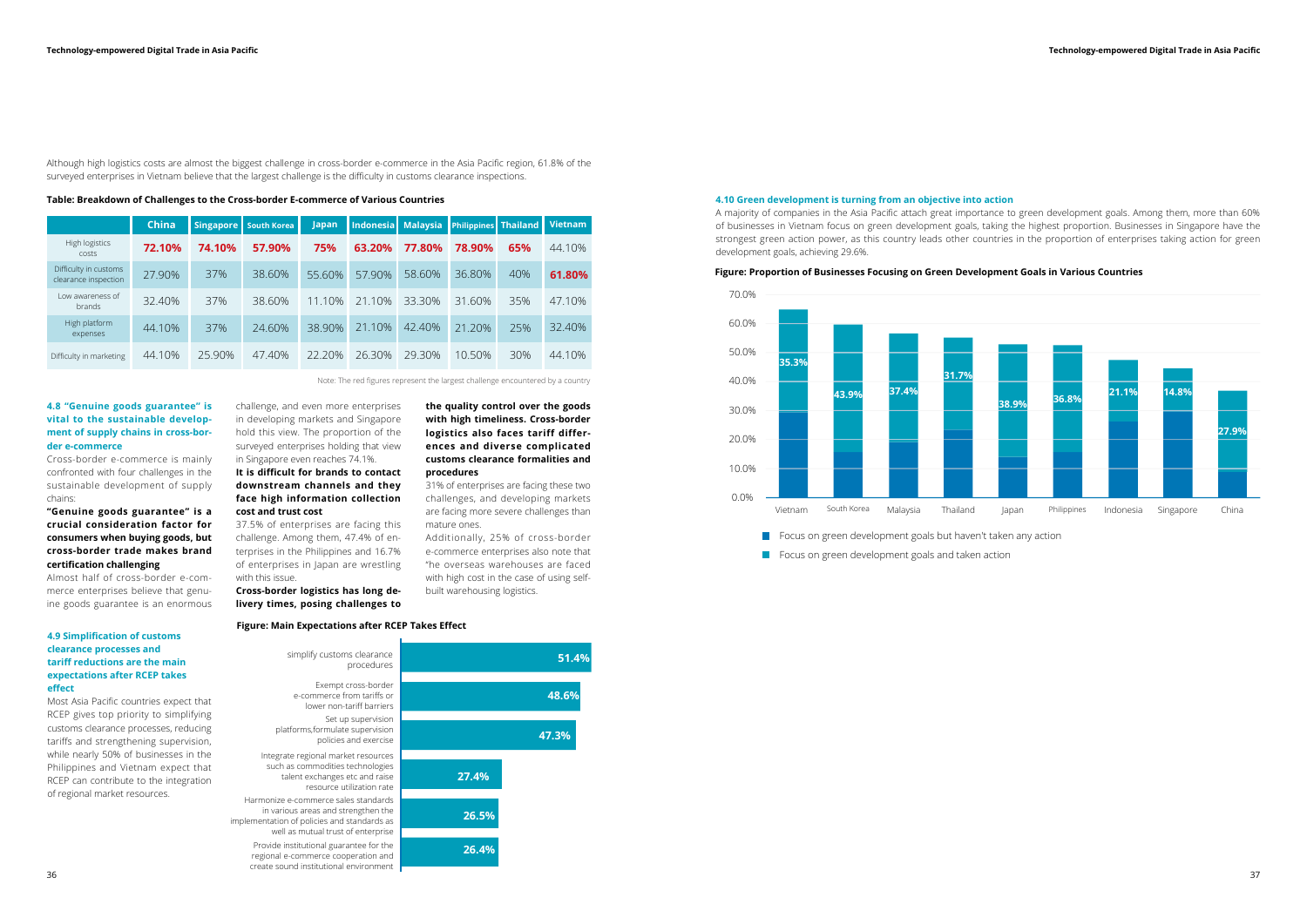Although high logistics costs are almost the biggest challenge in cross-border e-commerce in the Asia Pacific region, 61.8% of the surveyed enterprises in Vietnam believe that the largest challenge is the difficulty in customs clearance inspections.

**Table: Breakdown of Challenges to the Cross-border E-commerce of Various Countries**

| | China | Singapore | South Korea | Japan | Indonesia | Malaysia | Philippines | Thailand | Vietnam |
|---|---|---|---|---|---|---|---|---|---|
| High logistics costs | **72.10%** | **74.10%** | **57.90%** | **75%** | **63.20%** | **77.80%** | **78.90%** | **65%** | 44.10% |
| Difficulty in customs clearance inspection | 27.90% | 37% | 38.60% | 55.60% | 57.90% | 58.60% | 36.80% | 40% | **61.80%** |
| Low awareness of brands | 32.40% | 37% | 38.60% | 11.10% | 21.10% | 33.30% | 31.60% | 35% | 47.10% |
| High platform expenses | 44.10% | 37% | 24.60% | 38.90% | 21.10% | 42.40% | 21.20% | 25% | 32.40% |
| Difficulty in marketing | 44.10% | 25.90% | 47.40% | 22.20% | 26.30% | 29.30% | 10.50% | 30% | 44.10% |

Note: The red figures represent the largest challenge encountered by a country

### 4.8 "Genuine goods guarantee" is vital to the sustainable development of supply chains in cross-border e-commerce

Cross-border e-commerce is mainly confronted with four challenges in the sustainable development of supply chains:

**"Genuine goods guarantee" is a crucial consideration factor for consumers when buying goods, but cross-border trade makes brand certification challenging**

Almost half of cross-border e-commerce enterprises believe that genuine goods guarantee is an enormous challenge, and even more enterprises in developing markets and Singapore hold this view. The proportion of the surveyed enterprises holding that view in Singapore even reaches 74.1%.

**It is difficult for brands to contact downstream channels and they face high information collection cost and trust cost**

37.5% of enterprises are facing this challenge. Among them, 47.4% of enterprises in the Philippines and 16.7% of enterprises in Japan are wrestling with this issue.

**Cross-border logistics has long delivery times, posing challenges to the quality control over the goods with high timeliness. Cross-border logistics also faces tariff differences and diverse complicated customs clearance formalities and procedures**

31% of enterprises are facing these two challenges, and developing markets are facing more severe challenges than mature ones.

Additionally, 25% of cross-border e-commerce enterprises also note that "he overseas warehouses are faced with high cost in the case of using self-built warehousing logistics.

### 4.9 Simplification of customs clearance processes and tariff reductions are the main expectations after RCEP takes effect

Most Asia Pacific countries expect that RCEP gives top priority to simplifying customs clearance processes, reducing tariffs and strengthening supervision, while nearly 50% of businesses in the Philippines and Vietnam expect that RCEP can contribute to the integration of regional market resources.

**Figure: Main Expectations after RCEP Takes Effect**

| Expectation | Proportion |
|---|---|
| simplify customs clearance procedures | 51.4% |
| Exempt cross-border e-commerce from tariffs or lower non-tariff barriers | 48.6% |
| Set up supervision platforms,formulate supervision policies and exercise | 47.3% |
| Integrate regional market resources such as commodities technologies talent exchanges etc and raise resource utilization rate | 27.4% |
| Harmonize e-commerce sales standards in various areas and strengthen the implementation of policies and standards as well as mutual trust of enterprise | 26.5% |
| Provide institutional guarantee for the regional e-commerce cooperation and create sound institutional environment | 26.4% |

### 4.10 Green development is turning from an objective into action

A majority of companies in the Asia Pacific attach great importance to green development goals. Among them, more than 60% of businesses in Vietnam focus on green development goals, taking the highest proportion. Businesses in Singapore have the strongest green action power, as this country leads other countries in the proportion of enterprises taking action for green development goals, achieving 29.6%.

**Figure: Proportion of Businesses Focusing on Green Development Goals in Various Countries**

| Country | Focus on green development goals but haven't taken any action |
|---|---|
| Vietnam | 35.3% |
| South Korea | 43.9% |
| Malaysia | 37.4% |
| Thailand | 31.7% |
| Japan | 38.9% |
| Philippines | 36.8% |
| Indonesia | 21.1% |
| Singapore | 14.8% |
| China | 27.9% |

Legend: Focus on green development goals but haven't taken any action; Focus on green development goals and taken action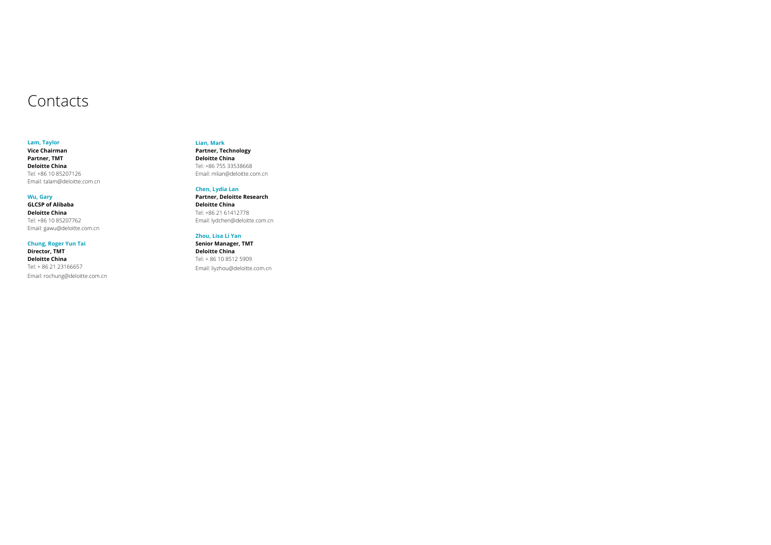# Contacts

**Lam, Taylor**
**Vice Chairman**
**Partner, TMT**
**Deloitte China**
Tel: +86 10 85207126
Email: talam@deloitte.com.cn

**Wu, Gary**
**GLCSP of Alibaba**
**Deloitte China**
Tel: +86 10 85207762
Email: gawu@deloitte.com.cn

**Chung, Roger Yun Tai**
**Director, TMT**
**Deloitte China**
Tel: + 86 21 23166657
Email: rochung@deloitte.com.cn

**Lian, Mark**
**Partner, Technology**
**Deloitte China**
Tel: +86 755 33538668
Email: mlian@deloitte.com.cn

**Chen, Lydia Lan**
**Partner, Deloitte Research**
**Deloitte China**
Tel: +86 21 61412778
Email: lydchen@deloitte.com.cn

**Zhou, Lisa Li Yan**
**Senior Manager, TMT**
**Deloitte China**
Tel: + 86 10 8512 5909
Email: liyzhou@deloitte.com.cn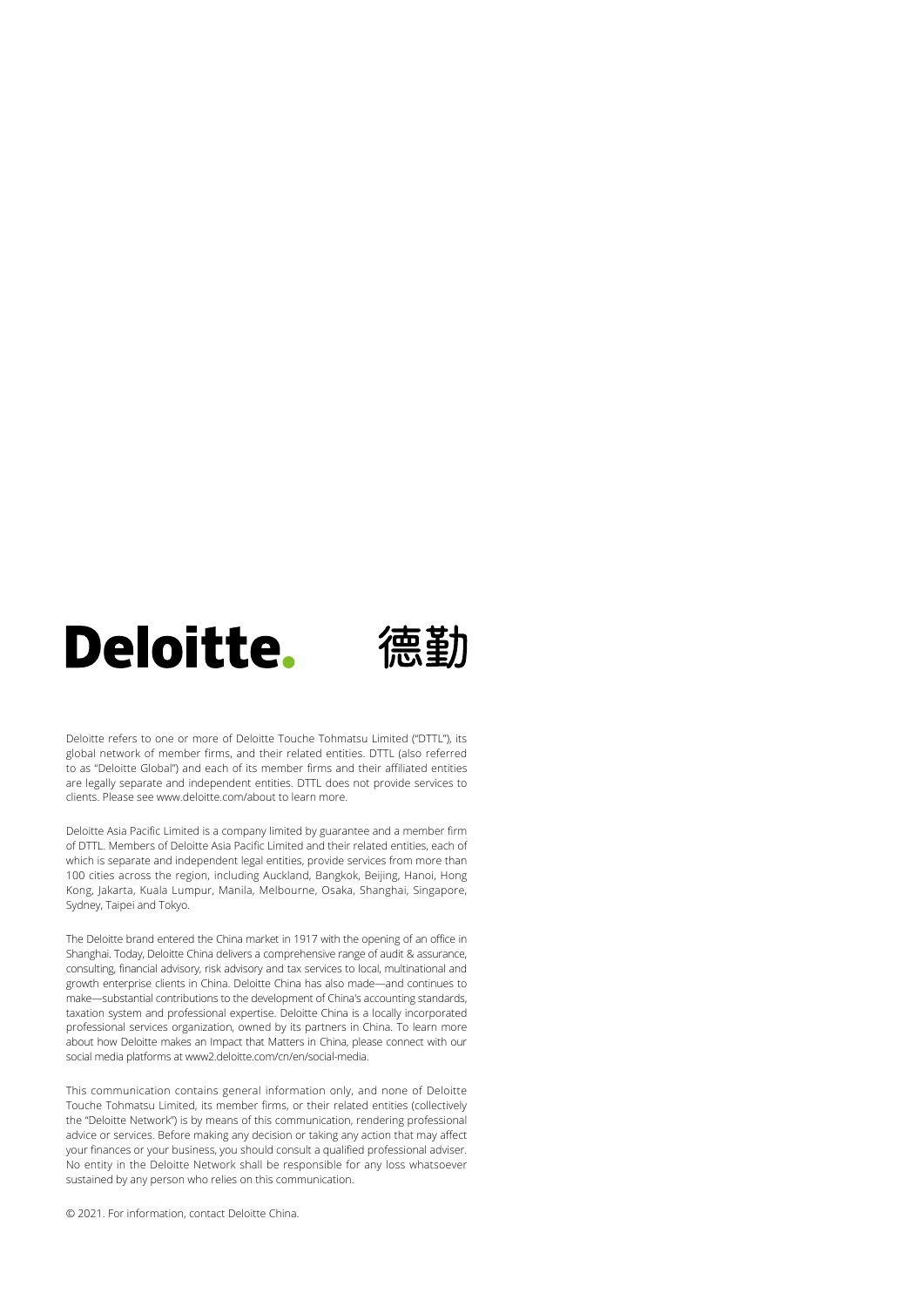Deloitte. 德勤

Deloitte refers to one or more of Deloitte Touche Tohmatsu Limited ("DTTL"), its global network of member firms, and their related entities. DTTL (also referred to as "Deloitte Global") and each of its member firms and their affiliated entities are legally separate and independent entities. DTTL does not provide services to clients. Please see www.deloitte.com/about to learn more.

Deloitte Asia Pacific Limited is a company limited by guarantee and a member firm of DTTL. Members of Deloitte Asia Pacific Limited and their related entities, each of which is separate and independent legal entities, provide services from more than 100 cities across the region, including Auckland, Bangkok, Beijing, Hanoi, Hong Kong, Jakarta, Kuala Lumpur, Manila, Melbourne, Osaka, Shanghai, Singapore, Sydney, Taipei and Tokyo.

The Deloitte brand entered the China market in 1917 with the opening of an office in Shanghai. Today, Deloitte China delivers a comprehensive range of audit & assurance, consulting, financial advisory, risk advisory and tax services to local, multinational and growth enterprise clients in China. Deloitte China has also made—and continues to make—substantial contributions to the development of China's accounting standards, taxation system and professional expertise. Deloitte China is a locally incorporated professional services organization, owned by its partners in China. To learn more about how Deloitte makes an Impact that Matters in China, please connect with our social media platforms at www2.deloitte.com/cn/en/social-media.

This communication contains general information only, and none of Deloitte Touche Tohmatsu Limited, its member firms, or their related entities (collectively the "Deloitte Network") is by means of this communication, rendering professional advice or services. Before making any decision or taking any action that may affect your finances or your business, you should consult a qualified professional adviser. No entity in the Deloitte Network shall be responsible for any loss whatsoever sustained by any person who relies on this communication.

© 2021. For information, contact Deloitte China.